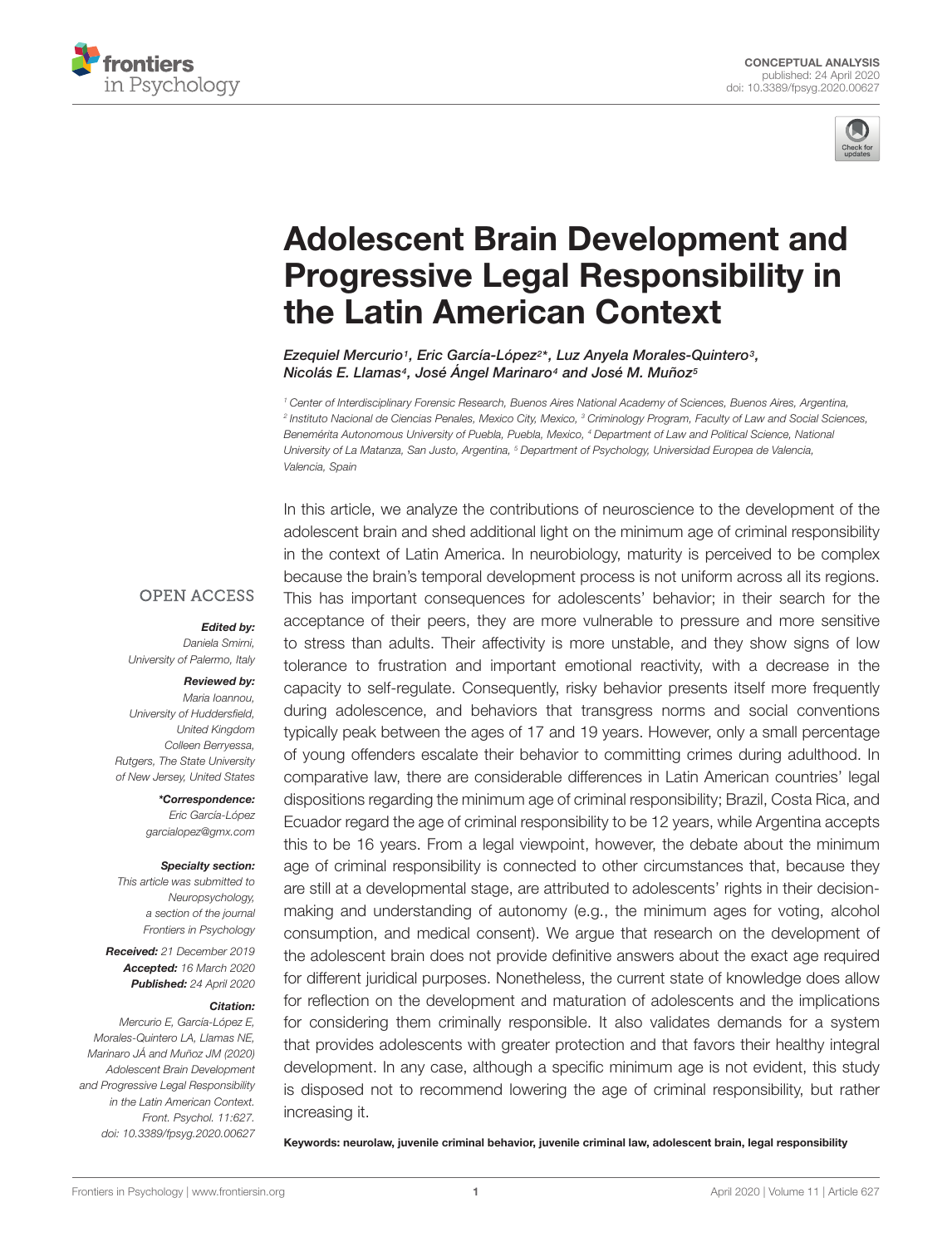CONCEPTUAL ANALYSIS
published: 24 April 2020
doi: 10.3389/fpsyg.2020.00627

# Adolescent Brain Development and Progressive Legal Responsibility in the Latin American Context

*Ezequiel Mercurio[1], Eric García-López[2]\*, Luz Anyela Morales-Quintero[3], Nicolás E. Llamas[4], José Ángel Marinaro[4] and José M. Muñoz[5]*

[1] Center of Interdisciplinary Forensic Research, Buenos Aires National Academy of Sciences, Buenos Aires, Argentina, [2] Instituto Nacional de Ciencias Penales, Mexico City, Mexico, [3] Criminology Program, Faculty of Law and Social Sciences, Benemérita Autonomous University of Puebla, Puebla, Mexico, [4] Department of Law and Political Science, National University of La Matanza, San Justo, Argentina, [5] Department of Psychology, Universidad Europea de Valencia, Valencia, Spain

OPEN ACCESS

***Edited by:***
*Daniela Smirni,*
*University of Palermo, Italy*

***Reviewed by:***
*Maria Ioannou,*
*University of Huddersfield, United Kingdom*
*Colleen Berryessa,*
*Rutgers, The State University of New Jersey, United States*

***\*Correspondence:***
*Eric García-López*
*garcialopez@gmx.com*

***Specialty section:***
*This article was submitted to Neuropsychology, a section of the journal Frontiers in Psychology*

***Received:*** *21 December 2019*
***Accepted:*** *16 March 2020*
***Published:*** *24 April 2020*

***Citation:***
*Mercurio E, García-López E, Morales-Quintero LA, Llamas NE, Marinaro JÁ and Muñoz JM (2020) Adolescent Brain Development and Progressive Legal Responsibility in the Latin American Context. Front. Psychol. 11:627. doi: 10.3389/fpsyg.2020.00627*

In this article, we analyze the contributions of neuroscience to the development of the adolescent brain and shed additional light on the minimum age of criminal responsibility in the context of Latin America. In neurobiology, maturity is perceived to be complex because the brain's temporal development process is not uniform across all its regions. This has important consequences for adolescents' behavior; in their search for the acceptance of their peers, they are more vulnerable to pressure and more sensitive to stress than adults. Their affectivity is more unstable, and they show signs of low tolerance to frustration and important emotional reactivity, with a decrease in the capacity to self-regulate. Consequently, risky behavior presents itself more frequently during adolescence, and behaviors that transgress norms and social conventions typically peak between the ages of 17 and 19 years. However, only a small percentage of young offenders escalate their behavior to committing crimes during adulthood. In comparative law, there are considerable differences in Latin American countries' legal dispositions regarding the minimum age of criminal responsibility; Brazil, Costa Rica, and Ecuador regard the age of criminal responsibility to be 12 years, while Argentina accepts this to be 16 years. From a legal viewpoint, however, the debate about the minimum age of criminal responsibility is connected to other circumstances that, because they are still at a developmental stage, are attributed to adolescents' rights in their decision-making and understanding of autonomy (e.g., the minimum ages for voting, alcohol consumption, and medical consent). We argue that research on the development of the adolescent brain does not provide definitive answers about the exact age required for different juridical purposes. Nonetheless, the current state of knowledge does allow for reflection on the development and maturation of adolescents and the implications for considering them criminally responsible. It also validates demands for a system that provides adolescents with greater protection and that favors their healthy integral development. In any case, although a specific minimum age is not evident, this study is disposed not to recommend lowering the age of criminal responsibility, but rather increasing it.

**Keywords: neurolaw, juvenile criminal behavior, juvenile criminal law, adolescent brain, legal responsibility**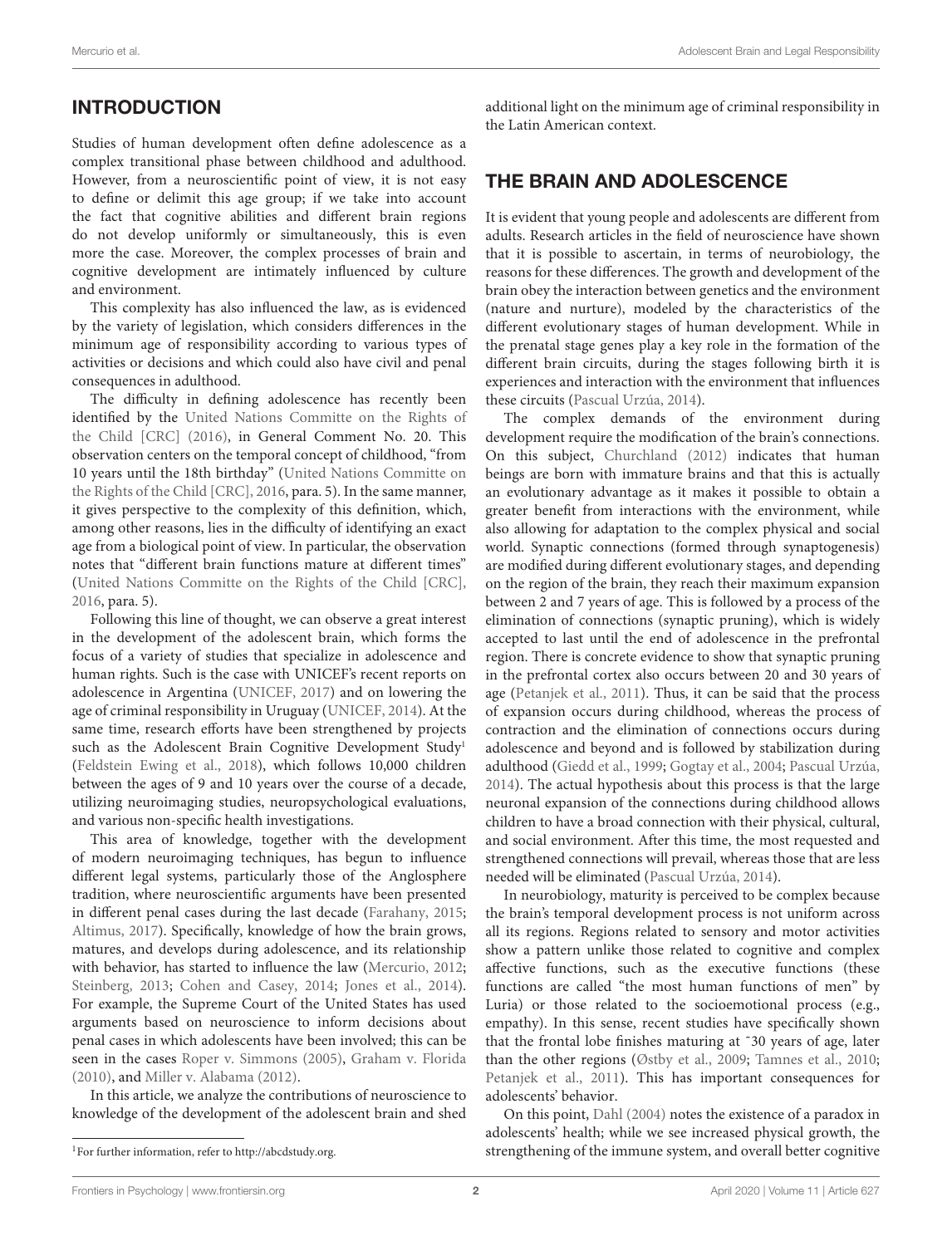## INTRODUCTION

Studies of human development often define adolescence as a complex transitional phase between childhood and adulthood. However, from a neuroscientific point of view, it is not easy to define or delimit this age group; if we take into account the fact that cognitive abilities and different brain regions do not develop uniformly or simultaneously, this is even more the case. Moreover, the complex processes of brain and cognitive development are intimately influenced by culture and environment.

This complexity has also influenced the law, as is evidenced by the variety of legislation, which considers differences in the minimum age of responsibility according to various types of activities or decisions and which could also have civil and penal consequences in adulthood.

The difficulty in defining adolescence has recently been identified by the United Nations Committe on the Rights of the Child [CRC] (2016), in General Comment No. 20. This observation centers on the temporal concept of childhood, "from 10 years until the 18th birthday" (United Nations Committe on the Rights of the Child [CRC], 2016, para. 5). In the same manner, it gives perspective to the complexity of this definition, which, among other reasons, lies in the difficulty of identifying an exact age from a biological point of view. In particular, the observation notes that "different brain functions mature at different times" (United Nations Committe on the Rights of the Child [CRC], 2016, para. 5).

Following this line of thought, we can observe a great interest in the development of the adolescent brain, which forms the focus of a variety of studies that specialize in adolescence and human rights. Such is the case with UNICEF's recent reports on adolescence in Argentina (UNICEF, 2017) and on lowering the age of criminal responsibility in Uruguay (UNICEF, 2014). At the same time, research efforts have been strengthened by projects such as the Adolescent Brain Cognitive Development Study[1] (Feldstein Ewing et al., 2018), which follows 10,000 children between the ages of 9 and 10 years over the course of a decade, utilizing neuroimaging studies, neuropsychological evaluations, and various non-specific health investigations.

This area of knowledge, together with the development of modern neuroimaging techniques, has begun to influence different legal systems, particularly those of the Anglosphere tradition, where neuroscientific arguments have been presented in different penal cases during the last decade (Farahany, 2015; Altimus, 2017). Specifically, knowledge of how the brain grows, matures, and develops during adolescence, and its relationship with behavior, has started to influence the law (Mercurio, 2012; Steinberg, 2013; Cohen and Casey, 2014; Jones et al., 2014). For example, the Supreme Court of the United States has used arguments based on neuroscience to inform decisions about penal cases in which adolescents have been involved; this can be seen in the cases Roper v. Simmons (2005), Graham v. Florida (2010), and Miller v. Alabama (2012).

In this article, we analyze the contributions of neuroscience to knowledge of the development of the adolescent brain and shed additional light on the minimum age of criminal responsibility in the Latin American context.

## THE BRAIN AND ADOLESCENCE

It is evident that young people and adolescents are different from adults. Research articles in the field of neuroscience have shown that it is possible to ascertain, in terms of neurobiology, the reasons for these differences. The growth and development of the brain obey the interaction between genetics and the environment (nature and nurture), modeled by the characteristics of the different evolutionary stages of human development. While in the prenatal stage genes play a key role in the formation of the different brain circuits, during the stages following birth it is experiences and interaction with the environment that influences these circuits (Pascual Urzúa, 2014).

The complex demands of the environment during development require the modification of the brain's connections. On this subject, Churchland (2012) indicates that human beings are born with immature brains and that this is actually an evolutionary advantage as it makes it possible to obtain a greater benefit from interactions with the environment, while also allowing for adaptation to the complex physical and social world. Synaptic connections (formed through synaptogenesis) are modified during different evolutionary stages, and depending on the region of the brain, they reach their maximum expansion between 2 and 7 years of age. This is followed by a process of the elimination of connections (synaptic pruning), which is widely accepted to last until the end of adolescence in the prefrontal region. There is concrete evidence to show that synaptic pruning in the prefrontal cortex also occurs between 20 and 30 years of age (Petanjek et al., 2011). Thus, it can be said that the process of expansion occurs during childhood, whereas the process of contraction and the elimination of connections occurs during adolescence and beyond and is followed by stabilization during adulthood (Giedd et al., 1999; Gogtay et al., 2004; Pascual Urzúa, 2014). The actual hypothesis about this process is that the large neuronal expansion of the connections during childhood allows children to have a broad connection with their physical, cultural, and social environment. After this time, the most requested and strengthened connections will prevail, whereas those that are less needed will be eliminated (Pascual Urzúa, 2014).

In neurobiology, maturity is perceived to be complex because the brain's temporal development process is not uniform across all its regions. Regions related to sensory and motor activities show a pattern unlike those related to cognitive and complex affective functions, such as the executive functions (these functions are called "the most human functions of men" by Luria) or those related to the socioemotional process (e.g., empathy). In this sense, recent studies have specifically shown that the frontal lobe finishes maturing at ˜30 years of age, later than the other regions (Østby et al., 2009; Tamnes et al., 2010; Petanjek et al., 2011). This has important consequences for adolescents' behavior.

On this point, Dahl (2004) notes the existence of a paradox in adolescents' health; while we see increased physical growth, the strengthening of the immune system, and overall better cognitive

[1] For further information, refer to http://abcdstudy.org.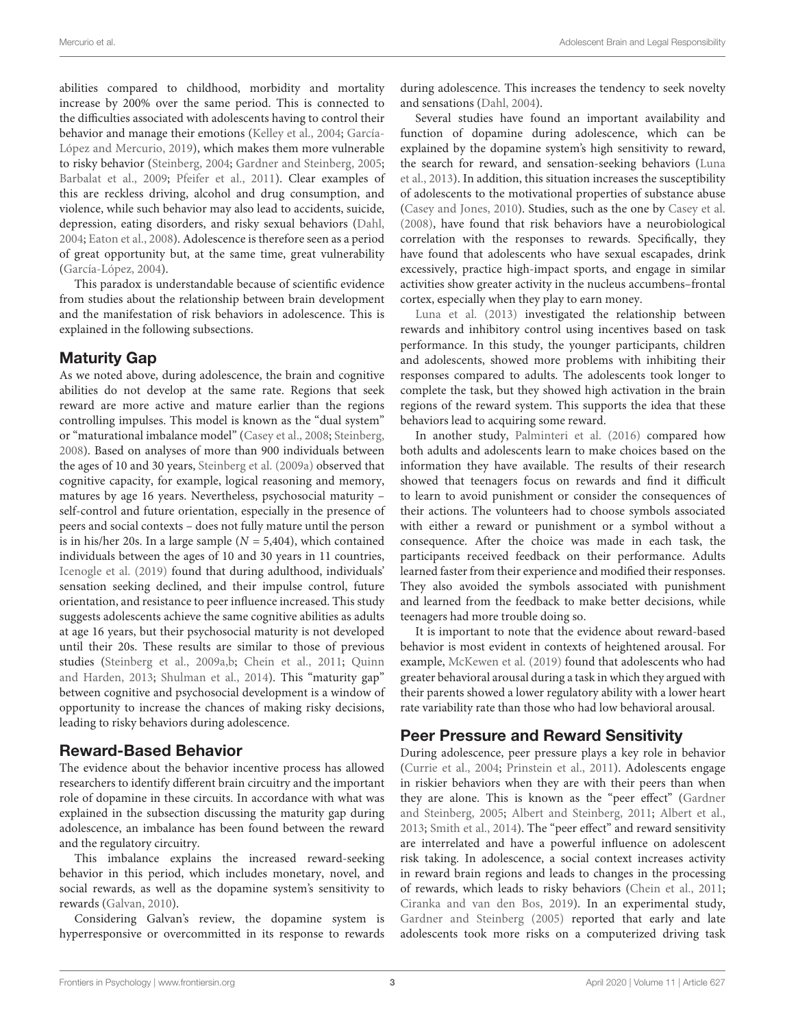abilities compared to childhood, morbidity and mortality increase by 200% over the same period. This is connected to the difficulties associated with adolescents having to control their behavior and manage their emotions (Kelley et al., 2004; García-López and Mercurio, 2019), which makes them more vulnerable to risky behavior (Steinberg, 2004; Gardner and Steinberg, 2005; Barbalat et al., 2009; Pfeifer et al., 2011). Clear examples of this are reckless driving, alcohol and drug consumption, and violence, while such behavior may also lead to accidents, suicide, depression, eating disorders, and risky sexual behaviors (Dahl, 2004; Eaton et al., 2008). Adolescence is therefore seen as a period of great opportunity but, at the same time, great vulnerability (García-López, 2004).

This paradox is understandable because of scientific evidence from studies about the relationship between brain development and the manifestation of risk behaviors in adolescence. This is explained in the following subsections.

## Maturity Gap

As we noted above, during adolescence, the brain and cognitive abilities do not develop at the same rate. Regions that seek reward are more active and mature earlier than the regions controlling impulses. This model is known as the "dual system" or "maturational imbalance model" (Casey et al., 2008; Steinberg, 2008). Based on analyses of more than 900 individuals between the ages of 10 and 30 years, Steinberg et al. (2009a) observed that cognitive capacity, for example, logical reasoning and memory, matures by age 16 years. Nevertheless, psychosocial maturity – self-control and future orientation, especially in the presence of peers and social contexts – does not fully mature until the person is in his/her 20s. In a large sample ($N = 5,404$), which contained individuals between the ages of 10 and 30 years in 11 countries, Icenogle et al. (2019) found that during adulthood, individuals' sensation seeking declined, and their impulse control, future orientation, and resistance to peer influence increased. This study suggests adolescents achieve the same cognitive abilities as adults at age 16 years, but their psychosocial maturity is not developed until their 20s. These results are similar to those of previous studies (Steinberg et al., 2009a,b; Chein et al., 2011; Quinn and Harden, 2013; Shulman et al., 2014). This "maturity gap" between cognitive and psychosocial development is a window of opportunity to increase the chances of making risky decisions, leading to risky behaviors during adolescence.

## Reward-Based Behavior

The evidence about the behavior incentive process has allowed researchers to identify different brain circuitry and the important role of dopamine in these circuits. In accordance with what was explained in the subsection discussing the maturity gap during adolescence, an imbalance has been found between the reward and the regulatory circuitry.

This imbalance explains the increased reward-seeking behavior in this period, which includes monetary, novel, and social rewards, as well as the dopamine system's sensitivity to rewards (Galvan, 2010).

Considering Galvan's review, the dopamine system is hyperresponsive or overcommitted in its response to rewards during adolescence. This increases the tendency to seek novelty and sensations (Dahl, 2004).

Several studies have found an important availability and function of dopamine during adolescence, which can be explained by the dopamine system's high sensitivity to reward, the search for reward, and sensation-seeking behaviors (Luna et al., 2013). In addition, this situation increases the susceptibility of adolescents to the motivational properties of substance abuse (Casey and Jones, 2010). Studies, such as the one by Casey et al. (2008), have found that risk behaviors have a neurobiological correlation with the responses to rewards. Specifically, they have found that adolescents who have sexual escapades, drink excessively, practice high-impact sports, and engage in similar activities show greater activity in the nucleus accumbens–frontal cortex, especially when they play to earn money.

Luna et al. (2013) investigated the relationship between rewards and inhibitory control using incentives based on task performance. In this study, the younger participants, children and adolescents, showed more problems with inhibiting their responses compared to adults. The adolescents took longer to complete the task, but they showed high activation in the brain regions of the reward system. This supports the idea that these behaviors lead to acquiring some reward.

In another study, Palminteri et al. (2016) compared how both adults and adolescents learn to make choices based on the information they have available. The results of their research showed that teenagers focus on rewards and find it difficult to learn to avoid punishment or consider the consequences of their actions. The volunteers had to choose symbols associated with either a reward or punishment or a symbol without a consequence. After the choice was made in each task, the participants received feedback on their performance. Adults learned faster from their experience and modified their responses. They also avoided the symbols associated with punishment and learned from the feedback to make better decisions, while teenagers had more trouble doing so.

It is important to note that the evidence about reward-based behavior is most evident in contexts of heightened arousal. For example, McKewen et al. (2019) found that adolescents who had greater behavioral arousal during a task in which they argued with their parents showed a lower regulatory ability with a lower heart rate variability rate than those who had low behavioral arousal.

## Peer Pressure and Reward Sensitivity

During adolescence, peer pressure plays a key role in behavior (Currie et al., 2004; Prinstein et al., 2011). Adolescents engage in riskier behaviors when they are with their peers than when they are alone. This is known as the "peer effect" (Gardner and Steinberg, 2005; Albert and Steinberg, 2011; Albert et al., 2013; Smith et al., 2014). The "peer effect" and reward sensitivity are interrelated and have a powerful influence on adolescent risk taking. In adolescence, a social context increases activity in reward brain regions and leads to changes in the processing of rewards, which leads to risky behaviors (Chein et al., 2011; Ciranka and van den Bos, 2019). In an experimental study, Gardner and Steinberg (2005) reported that early and late adolescents took more risks on a computerized driving task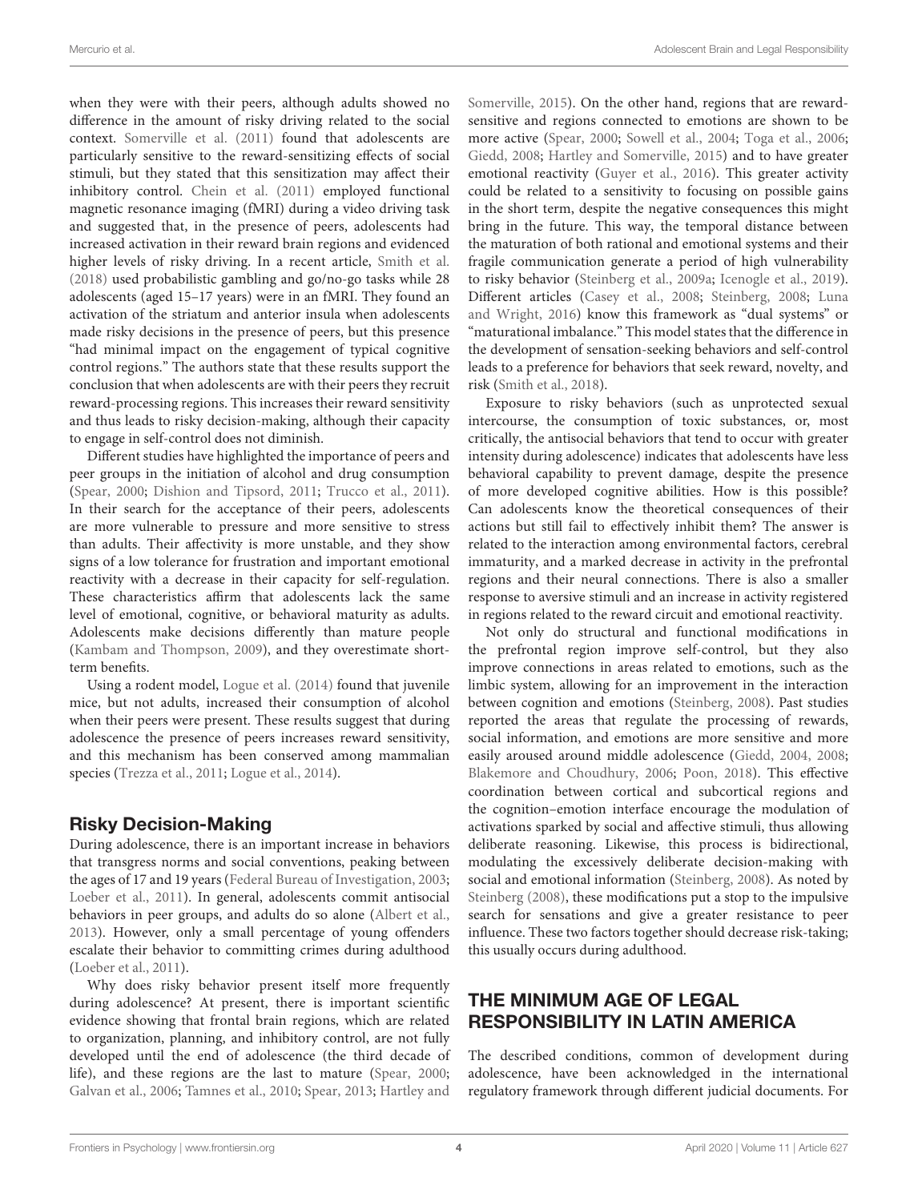when they were with their peers, although adults showed no difference in the amount of risky driving related to the social context. Somerville et al. (2011) found that adolescents are particularly sensitive to the reward-sensitizing effects of social stimuli, but they stated that this sensitization may affect their inhibitory control. Chein et al. (2011) employed functional magnetic resonance imaging (fMRI) during a video driving task and suggested that, in the presence of peers, adolescents had increased activation in their reward brain regions and evidenced higher levels of risky driving. In a recent article, Smith et al. (2018) used probabilistic gambling and go/no-go tasks while 28 adolescents (aged 15–17 years) were in an fMRI. They found an activation of the striatum and anterior insula when adolescents made risky decisions in the presence of peers, but this presence "had minimal impact on the engagement of typical cognitive control regions." The authors state that these results support the conclusion that when adolescents are with their peers they recruit reward-processing regions. This increases their reward sensitivity and thus leads to risky decision-making, although their capacity to engage in self-control does not diminish.

Different studies have highlighted the importance of peers and peer groups in the initiation of alcohol and drug consumption (Spear, 2000; Dishion and Tipsord, 2011; Trucco et al., 2011). In their search for the acceptance of their peers, adolescents are more vulnerable to pressure and more sensitive to stress than adults. Their affectivity is more unstable, and they show signs of a low tolerance for frustration and important emotional reactivity with a decrease in their capacity for self-regulation. These characteristics affirm that adolescents lack the same level of emotional, cognitive, or behavioral maturity as adults. Adolescents make decisions differently than mature people (Kambam and Thompson, 2009), and they overestimate short-term benefits.

Using a rodent model, Logue et al. (2014) found that juvenile mice, but not adults, increased their consumption of alcohol when their peers were present. These results suggest that during adolescence the presence of peers increases reward sensitivity, and this mechanism has been conserved among mammalian species (Trezza et al., 2011; Logue et al., 2014).

## Risky Decision-Making

During adolescence, there is an important increase in behaviors that transgress norms and social conventions, peaking between the ages of 17 and 19 years (Federal Bureau of Investigation, 2003; Loeber et al., 2011). In general, adolescents commit antisocial behaviors in peer groups, and adults do so alone (Albert et al., 2013). However, only a small percentage of young offenders escalate their behavior to committing crimes during adulthood (Loeber et al., 2011).

Why does risky behavior present itself more frequently during adolescence? At present, there is important scientific evidence showing that frontal brain regions, which are related to organization, planning, and inhibitory control, are not fully developed until the end of adolescence (the third decade of life), and these regions are the last to mature (Spear, 2000; Galvan et al., 2006; Tamnes et al., 2010; Spear, 2013; Hartley and Somerville, 2015). On the other hand, regions that are reward-sensitive and regions connected to emotions are shown to be more active (Spear, 2000; Sowell et al., 2004; Toga et al., 2006; Giedd, 2008; Hartley and Somerville, 2015) and to have greater emotional reactivity (Guyer et al., 2016). This greater activity could be related to a sensitivity to focusing on possible gains in the short term, despite the negative consequences this might bring in the future. This way, the temporal distance between the maturation of both rational and emotional systems and their fragile communication generate a period of high vulnerability to risky behavior (Steinberg et al., 2009a; Icenogle et al., 2019). Different articles (Casey et al., 2008; Steinberg, 2008; Luna and Wright, 2016) know this framework as "dual systems" or "maturational imbalance." This model states that the difference in the development of sensation-seeking behaviors and self-control leads to a preference for behaviors that seek reward, novelty, and risk (Smith et al., 2018).

Exposure to risky behaviors (such as unprotected sexual intercourse, the consumption of toxic substances, or, most critically, the antisocial behaviors that tend to occur with greater intensity during adolescence) indicates that adolescents have less behavioral capability to prevent damage, despite the presence of more developed cognitive abilities. How is this possible? Can adolescents know the theoretical consequences of their actions but still fail to effectively inhibit them? The answer is related to the interaction among environmental factors, cerebral immaturity, and a marked decrease in activity in the prefrontal regions and their neural connections. There is also a smaller response to aversive stimuli and an increase in activity registered in regions related to the reward circuit and emotional reactivity.

Not only do structural and functional modifications in the prefrontal region improve self-control, but they also improve connections in areas related to emotions, such as the limbic system, allowing for an improvement in the interaction between cognition and emotions (Steinberg, 2008). Past studies reported the areas that regulate the processing of rewards, social information, and emotions are more sensitive and more easily aroused around middle adolescence (Giedd, 2004, 2008; Blakemore and Choudhury, 2006; Poon, 2018). This effective coordination between cortical and subcortical regions and the cognition–emotion interface encourage the modulation of activations sparked by social and affective stimuli, thus allowing deliberate reasoning. Likewise, this process is bidirectional, modulating the excessively deliberate decision-making with social and emotional information (Steinberg, 2008). As noted by Steinberg (2008), these modifications put a stop to the impulsive search for sensations and give a greater resistance to peer influence. These two factors together should decrease risk-taking; this usually occurs during adulthood.

# THE MINIMUM AGE OF LEGAL RESPONSIBILITY IN LATIN AMERICA

The described conditions, common of development during adolescence, have been acknowledged in the international regulatory framework through different judicial documents. For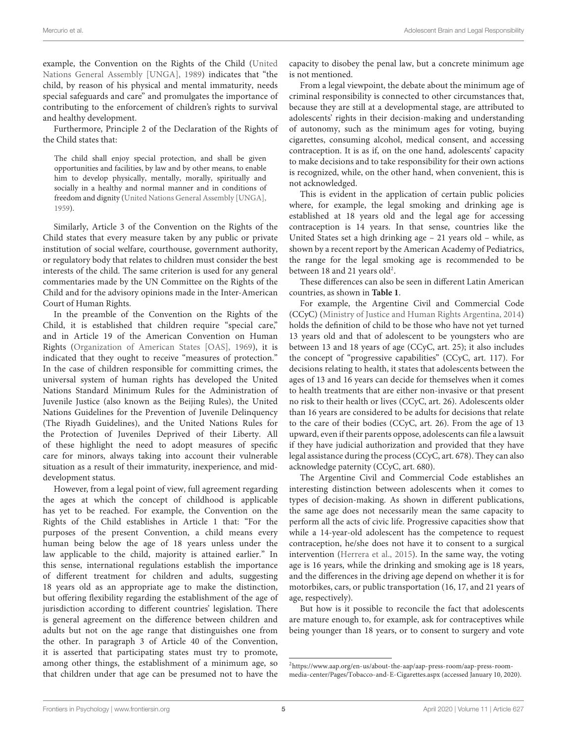example, the Convention on the Rights of the Child (United Nations General Assembly [UNGA], 1989) indicates that "the child, by reason of his physical and mental immaturity, needs special safeguards and care" and promulgates the importance of contributing to the enforcement of children's rights to survival and healthy development.

Furthermore, Principle 2 of the Declaration of the Rights of the Child states that:

> The child shall enjoy special protection, and shall be given opportunities and facilities, by law and by other means, to enable him to develop physically, mentally, morally, spiritually and socially in a healthy and normal manner and in conditions of freedom and dignity (United Nations General Assembly [UNGA], 1959).

Similarly, Article 3 of the Convention on the Rights of the Child states that every measure taken by any public or private institution of social welfare, courthouse, government authority, or regulatory body that relates to children must consider the best interests of the child. The same criterion is used for any general commentaries made by the UN Committee on the Rights of the Child and for the advisory opinions made in the Inter-American Court of Human Rights.

In the preamble of the Convention on the Rights of the Child, it is established that children require "special care," and in Article 19 of the American Convention on Human Rights (Organization of American States [OAS], 1969), it is indicated that they ought to receive "measures of protection." In the case of children responsible for committing crimes, the universal system of human rights has developed the United Nations Standard Minimum Rules for the Administration of Juvenile Justice (also known as the Beijing Rules), the United Nations Guidelines for the Prevention of Juvenile Delinquency (The Riyadh Guidelines), and the United Nations Rules for the Protection of Juveniles Deprived of their Liberty. All of these highlight the need to adopt measures of specific care for minors, always taking into account their vulnerable situation as a result of their immaturity, inexperience, and mid-development status.

However, from a legal point of view, full agreement regarding the ages at which the concept of childhood is applicable has yet to be reached. For example, the Convention on the Rights of the Child establishes in Article 1 that: "For the purposes of the present Convention, a child means every human being below the age of 18 years unless under the law applicable to the child, majority is attained earlier." In this sense, international regulations establish the importance of different treatment for children and adults, suggesting 18 years old as an appropriate age to make the distinction, but offering flexibility regarding the establishment of the age of jurisdiction according to different countries' legislation. There is general agreement on the difference between children and adults but not on the age range that distinguishes one from the other. In paragraph 3 of Article 40 of the Convention, it is asserted that participating states must try to promote, among other things, the establishment of a minimum age, so that children under that age can be presumed not to have the capacity to disobey the penal law, but a concrete minimum age is not mentioned.

From a legal viewpoint, the debate about the minimum age of criminal responsibility is connected to other circumstances that, because they are still at a developmental stage, are attributed to adolescents' rights in their decision-making and understanding of autonomy, such as the minimum ages for voting, buying cigarettes, consuming alcohol, medical consent, and accessing contraception. It is as if, on the one hand, adolescents' capacity to make decisions and to take responsibility for their own actions is recognized, while, on the other hand, when convenient, this is not acknowledged.

This is evident in the application of certain public policies where, for example, the legal smoking and drinking age is established at 18 years old and the legal age for accessing contraception is 14 years. In that sense, countries like the United States set a high drinking age – 21 years old – while, as shown by a recent report by the American Academy of Pediatrics, the range for the legal smoking age is recommended to be between 18 and 21 years old[2].

These differences can also be seen in different Latin American countries, as shown in **Table 1**.

For example, the Argentine Civil and Commercial Code (CCyC) (Ministry of Justice and Human Rights Argentina, 2014) holds the definition of child to be those who have not yet turned 13 years old and that of adolescent to be youngsters who are between 13 and 18 years of age (CCyC, art. 25); it also includes the concept of "progressive capabilities" (CCyC, art. 117). For decisions relating to health, it states that adolescents between the ages of 13 and 16 years can decide for themselves when it comes to health treatments that are either non-invasive or that present no risk to their health or lives (CCyC, art. 26). Adolescents older than 16 years are considered to be adults for decisions that relate to the care of their bodies (CCyC, art. 26). From the age of 13 upward, even if their parents oppose, adolescents can file a lawsuit if they have judicial authorization and provided that they have legal assistance during the process (CCyC, art. 678). They can also acknowledge paternity (CCyC, art. 680).

The Argentine Civil and Commercial Code establishes an interesting distinction between adolescents when it comes to types of decision-making. As shown in different publications, the same age does not necessarily mean the same capacity to perform all the acts of civic life. Progressive capacities show that while a 14-year-old adolescent has the competence to request contraception, he/she does not have it to consent to a surgical intervention (Herrera et al., 2015). In the same way, the voting age is 16 years, while the drinking and smoking age is 18 years, and the differences in the driving age depend on whether it is for motorbikes, cars, or public transportation (16, 17, and 21 years of age, respectively).

But how is it possible to reconcile the fact that adolescents are mature enough to, for example, ask for contraceptives while being younger than 18 years, or to consent to surgery and vote

[2]https://www.aap.org/en-us/about-the-aap/aap-press-room/aap-press-room-media-center/Pages/Tobacco-and-E-Cigarettes.aspx (accessed January 10, 2020).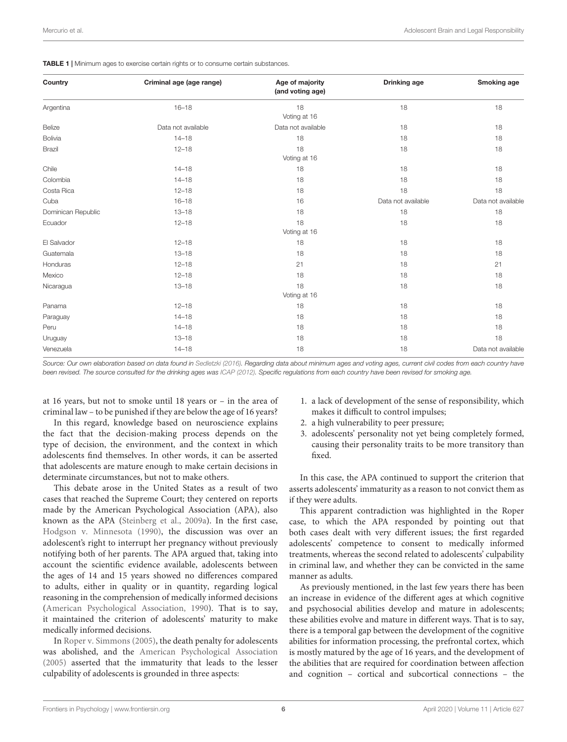**TABLE 1 |** Minimum ages to exercise certain rights or to consume certain substances.

| Country | Criminal age (age range) | Age of majority (and voting age) | Drinking age | Smoking age |
|---|---|---|---|---|
| Argentina | 16–18 | 18 Voting at 16 | 18 | 18 |
| Belize | Data not available | Data not available | 18 | 18 |
| Bolivia | 14–18 | 18 | 18 | 18 |
| Brazil | 12–18 | 18 Voting at 16 | 18 | 18 |
| Chile | 14–18 | 18 | 18 | 18 |
| Colombia | 14–18 | 18 | 18 | 18 |
| Costa Rica | 12–18 | 18 | 18 | 18 |
| Cuba | 16–18 | 16 | Data not available | Data not available |
| Dominican Republic | 13–18 | 18 | 18 | 18 |
| Ecuador | 12–18 | 18 Voting at 16 | 18 | 18 |
| El Salvador | 12–18 | 18 | 18 | 18 |
| Guatemala | 13–18 | 18 | 18 | 18 |
| Honduras | 12–18 | 21 | 18 | 21 |
| Mexico | 12–18 | 18 | 18 | 18 |
| Nicaragua | 13–18 | 18 Voting at 16 | 18 | 18 |
| Panama | 12–18 | 18 | 18 | 18 |
| Paraguay | 14–18 | 18 | 18 | 18 |
| Peru | 14–18 | 18 | 18 | 18 |
| Uruguay | 13–18 | 18 | 18 | 18 |
| Venezuela | 14–18 | 18 | 18 | Data not available |

*Source: Our own elaboration based on data found in Sedletzki (2016). Regarding data about minimum ages and voting ages, current civil codes from each country have been revised. The source consulted for the drinking ages was ICAP (2012). Specific regulations from each country have been revised for smoking age.*

at 16 years, but not to smoke until 18 years or – in the area of criminal law – to be punished if they are below the age of 16 years?

In this regard, knowledge based on neuroscience explains the fact that the decision-making process depends on the type of decision, the environment, and the context in which adolescents find themselves. In other words, it can be asserted that adolescents are mature enough to make certain decisions in determinate circumstances, but not to make others.

This debate arose in the United States as a result of two cases that reached the Supreme Court; they centered on reports made by the American Psychological Association (APA), also known as the APA (Steinberg et al., 2009a). In the first case, Hodgson v. Minnesota (1990), the discussion was over an adolescent's right to interrupt her pregnancy without previously notifying both of her parents. The APA argued that, taking into account the scientific evidence available, adolescents between the ages of 14 and 15 years showed no differences compared to adults, either in quality or in quantity, regarding logical reasoning in the comprehension of medically informed decisions (American Psychological Association, 1990). That is to say, it maintained the criterion of adolescents' maturity to make medically informed decisions.

In Roper v. Simmons (2005), the death penalty for adolescents was abolished, and the American Psychological Association (2005) asserted that the immaturity that leads to the lesser culpability of adolescents is grounded in three aspects:

1. a lack of development of the sense of responsibility, which makes it difficult to control impulses;
2. a high vulnerability to peer pressure;
3. adolescents' personality not yet being completely formed, causing their personality traits to be more transitory than fixed.

In this case, the APA continued to support the criterion that asserts adolescents' immaturity as a reason to not convict them as if they were adults.

This apparent contradiction was highlighted in the Roper case, to which the APA responded by pointing out that both cases dealt with very different issues; the first regarded adolescents' competence to consent to medically informed treatments, whereas the second related to adolescents' culpability in criminal law, and whether they can be convicted in the same manner as adults.

As previously mentioned, in the last few years there has been an increase in evidence of the different ages at which cognitive and psychosocial abilities develop and mature in adolescents; these abilities evolve and mature in different ways. That is to say, there is a temporal gap between the development of the cognitive abilities for information processing, the prefrontal cortex, which is mostly matured by the age of 16 years, and the development of the abilities that are required for coordination between affection and cognition – cortical and subcortical connections – the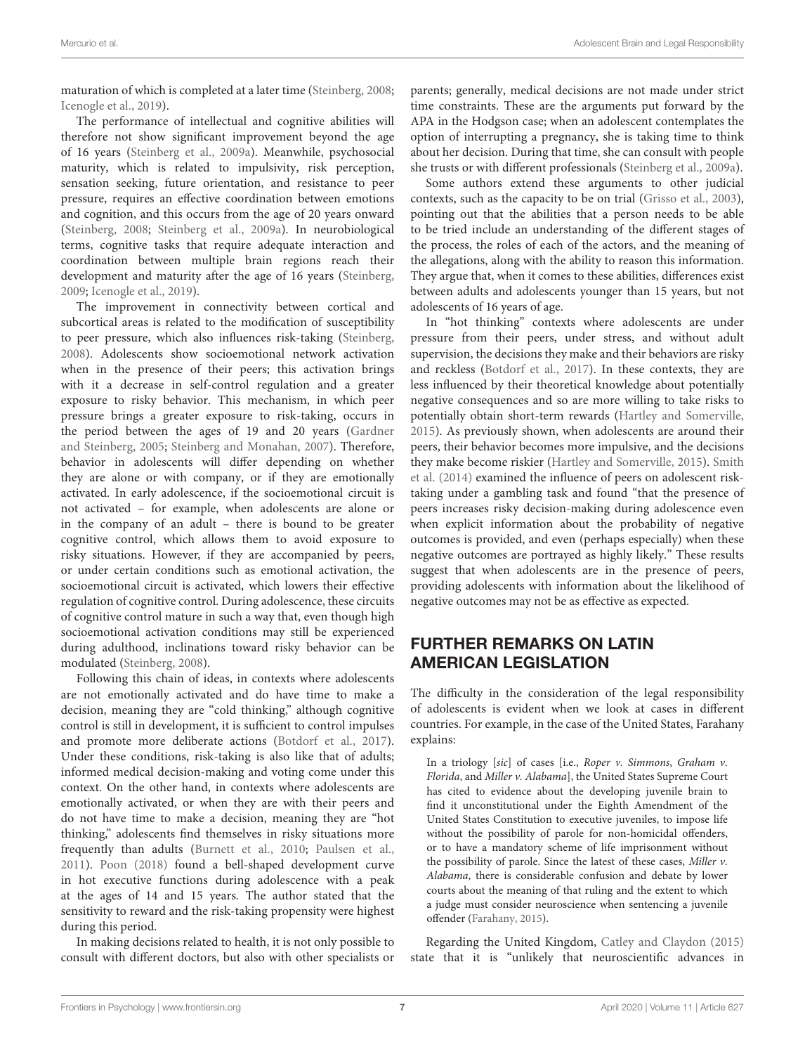maturation of which is completed at a later time (Steinberg, 2008; Icenogle et al., 2019).

The performance of intellectual and cognitive abilities will therefore not show significant improvement beyond the age of 16 years (Steinberg et al., 2009a). Meanwhile, psychosocial maturity, which is related to impulsivity, risk perception, sensation seeking, future orientation, and resistance to peer pressure, requires an effective coordination between emotions and cognition, and this occurs from the age of 20 years onward (Steinberg, 2008; Steinberg et al., 2009a). In neurobiological terms, cognitive tasks that require adequate interaction and coordination between multiple brain regions reach their development and maturity after the age of 16 years (Steinberg, 2009; Icenogle et al., 2019).

The improvement in connectivity between cortical and subcortical areas is related to the modification of susceptibility to peer pressure, which also influences risk-taking (Steinberg, 2008). Adolescents show socioemotional network activation when in the presence of their peers; this activation brings with it a decrease in self-control regulation and a greater exposure to risky behavior. This mechanism, in which peer pressure brings a greater exposure to risk-taking, occurs in the period between the ages of 19 and 20 years (Gardner and Steinberg, 2005; Steinberg and Monahan, 2007). Therefore, behavior in adolescents will differ depending on whether they are alone or with company, or if they are emotionally activated. In early adolescence, if the socioemotional circuit is not activated – for example, when adolescents are alone or in the company of an adult – there is bound to be greater cognitive control, which allows them to avoid exposure to risky situations. However, if they are accompanied by peers, or under certain conditions such as emotional activation, the socioemotional circuit is activated, which lowers their effective regulation of cognitive control. During adolescence, these circuits of cognitive control mature in such a way that, even though high socioemotional activation conditions may still be experienced during adulthood, inclinations toward risky behavior can be modulated (Steinberg, 2008).

Following this chain of ideas, in contexts where adolescents are not emotionally activated and do have time to make a decision, meaning they are "cold thinking," although cognitive control is still in development, it is sufficient to control impulses and promote more deliberate actions (Botdorf et al., 2017). Under these conditions, risk-taking is also like that of adults; informed medical decision-making and voting come under this context. On the other hand, in contexts where adolescents are emotionally activated, or when they are with their peers and do not have time to make a decision, meaning they are "hot thinking," adolescents find themselves in risky situations more frequently than adults (Burnett et al., 2010; Paulsen et al., 2011). Poon (2018) found a bell-shaped development curve in hot executive functions during adolescence with a peak at the ages of 14 and 15 years. The author stated that the sensitivity to reward and the risk-taking propensity were highest during this period.

In making decisions related to health, it is not only possible to consult with different doctors, but also with other specialists or parents; generally, medical decisions are not made under strict time constraints. These are the arguments put forward by the APA in the Hodgson case; when an adolescent contemplates the option of interrupting a pregnancy, she is taking time to think about her decision. During that time, she can consult with people she trusts or with different professionals (Steinberg et al., 2009a).

Some authors extend these arguments to other judicial contexts, such as the capacity to be on trial (Grisso et al., 2003), pointing out that the abilities that a person needs to be able to be tried include an understanding of the different stages of the process, the roles of each of the actors, and the meaning of the allegations, along with the ability to reason this information. They argue that, when it comes to these abilities, differences exist between adults and adolescents younger than 15 years, but not adolescents of 16 years of age.

In "hot thinking" contexts where adolescents are under pressure from their peers, under stress, and without adult supervision, the decisions they make and their behaviors are risky and reckless (Botdorf et al., 2017). In these contexts, they are less influenced by their theoretical knowledge about potentially negative consequences and so are more willing to take risks to potentially obtain short-term rewards (Hartley and Somerville, 2015). As previously shown, when adolescents are around their peers, their behavior becomes more impulsive, and the decisions they make become riskier (Hartley and Somerville, 2015). Smith et al. (2014) examined the influence of peers on adolescent risk-taking under a gambling task and found "that the presence of peers increases risky decision-making during adolescence even when explicit information about the probability of negative outcomes is provided, and even (perhaps especially) when these negative outcomes are portrayed as highly likely." These results suggest that when adolescents are in the presence of peers, providing adolescents with information about the likelihood of negative outcomes may not be as effective as expected.

## FURTHER REMARKS ON LATIN AMERICAN LEGISLATION

The difficulty in the consideration of the legal responsibility of adolescents is evident when we look at cases in different countries. For example, in the case of the United States, Farahany explains:

> In a triology [*sic*] of cases [i.e., *Roper v. Simmons*, *Graham v. Florida*, and *Miller v. Alabama*], the United States Supreme Court has cited to evidence about the developing juvenile brain to find it unconstitutional under the Eighth Amendment of the United States Constitution to executive juveniles, to impose life without the possibility of parole for non-homicidal offenders, or to have a mandatory scheme of life imprisonment without the possibility of parole. Since the latest of these cases, *Miller v. Alabama*, there is considerable confusion and debate by lower courts about the meaning of that ruling and the extent to which a judge must consider neuroscience when sentencing a juvenile offender (Farahany, 2015).

Regarding the United Kingdom, Catley and Claydon (2015) state that it is "unlikely that neuroscientific advances in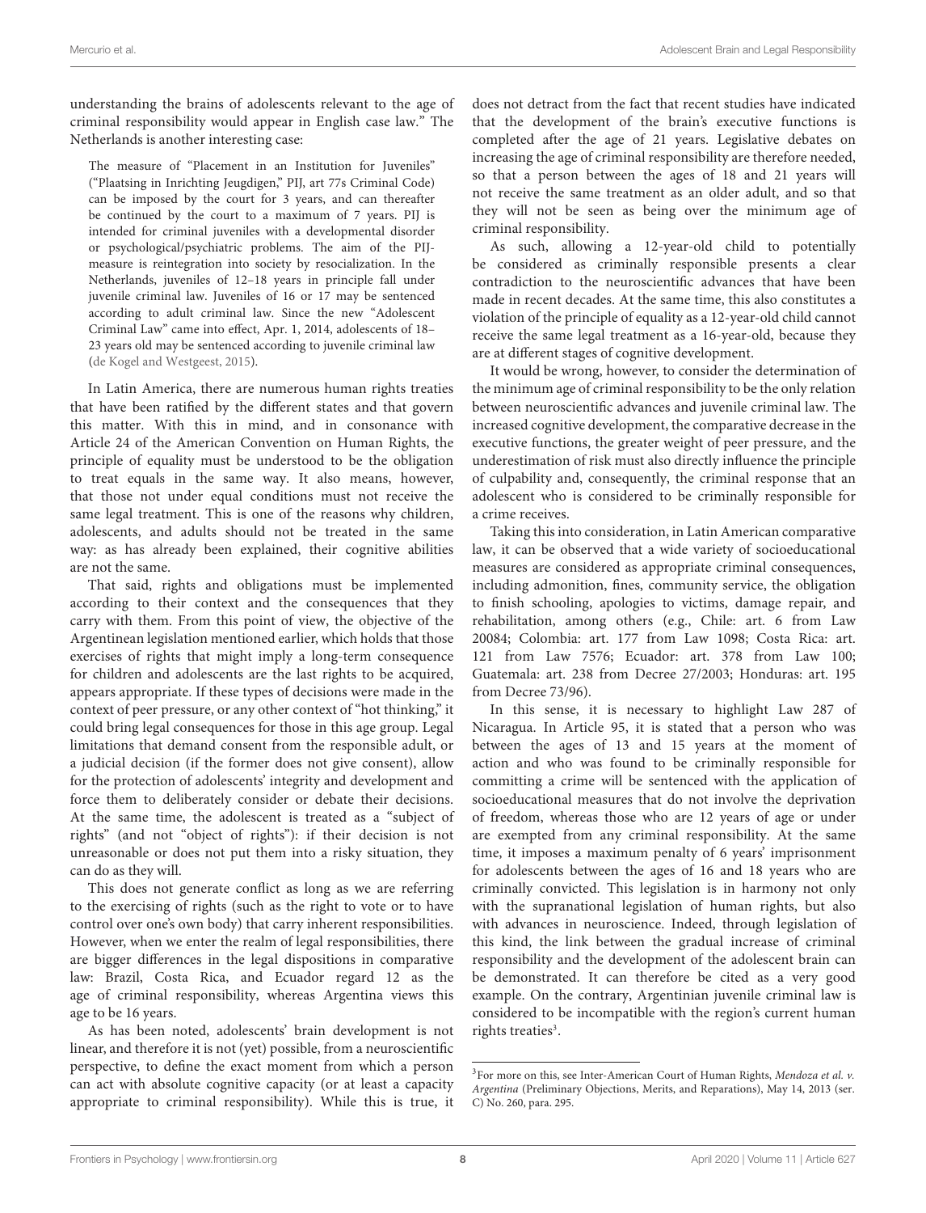understanding the brains of adolescents relevant to the age of criminal responsibility would appear in English case law." The Netherlands is another interesting case:

> The measure of "Placement in an Institution for Juveniles" ("Plaatsing in Inrichting Jeugdigen," PIJ, art 77s Criminal Code) can be imposed by the court for 3 years, and can thereafter be continued by the court to a maximum of 7 years. PIJ is intended for criminal juveniles with a developmental disorder or psychological/psychiatric problems. The aim of the PIJ-measure is reintegration into society by resocialization. In the Netherlands, juveniles of 12–18 years in principle fall under juvenile criminal law. Juveniles of 16 or 17 may be sentenced according to adult criminal law. Since the new "Adolescent Criminal Law" came into effect, Apr. 1, 2014, adolescents of 18–23 years old may be sentenced according to juvenile criminal law (de Kogel and Westgeest, 2015).

In Latin America, there are numerous human rights treaties that have been ratified by the different states and that govern this matter. With this in mind, and in consonance with Article 24 of the American Convention on Human Rights, the principle of equality must be understood to be the obligation to treat equals in the same way. It also means, however, that those not under equal conditions must not receive the same legal treatment. This is one of the reasons why children, adolescents, and adults should not be treated in the same way: as has already been explained, their cognitive abilities are not the same.

That said, rights and obligations must be implemented according to their context and the consequences that they carry with them. From this point of view, the objective of the Argentinean legislation mentioned earlier, which holds that those exercises of rights that might imply a long-term consequence for children and adolescents are the last rights to be acquired, appears appropriate. If these types of decisions were made in the context of peer pressure, or any other context of "hot thinking," it could bring legal consequences for those in this age group. Legal limitations that demand consent from the responsible adult, or a judicial decision (if the former does not give consent), allow for the protection of adolescents' integrity and development and force them to deliberately consider or debate their decisions. At the same time, the adolescent is treated as a "subject of rights" (and not "object of rights"): if their decision is not unreasonable or does not put them into a risky situation, they can do as they will.

This does not generate conflict as long as we are referring to the exercising of rights (such as the right to vote or to have control over one's own body) that carry inherent responsibilities. However, when we enter the realm of legal responsibilities, there are bigger differences in the legal dispositions in comparative law: Brazil, Costa Rica, and Ecuador regard 12 as the age of criminal responsibility, whereas Argentina views this age to be 16 years.

As has been noted, adolescents' brain development is not linear, and therefore it is not (yet) possible, from a neuroscientific perspective, to define the exact moment from which a person can act with absolute cognitive capacity (or at least a capacity appropriate to criminal responsibility). While this is true, it does not detract from the fact that recent studies have indicated that the development of the brain's executive functions is completed after the age of 21 years. Legislative debates on increasing the age of criminal responsibility are therefore needed, so that a person between the ages of 18 and 21 years will not receive the same treatment as an older adult, and so that they will not be seen as being over the minimum age of criminal responsibility.

As such, allowing a 12-year-old child to potentially be considered as criminally responsible presents a clear contradiction to the neuroscientific advances that have been made in recent decades. At the same time, this also constitutes a violation of the principle of equality as a 12-year-old child cannot receive the same legal treatment as a 16-year-old, because they are at different stages of cognitive development.

It would be wrong, however, to consider the determination of the minimum age of criminal responsibility to be the only relation between neuroscientific advances and juvenile criminal law. The increased cognitive development, the comparative decrease in the executive functions, the greater weight of peer pressure, and the underestimation of risk must also directly influence the principle of culpability and, consequently, the criminal response that an adolescent who is considered to be criminally responsible for a crime receives.

Taking this into consideration, in Latin American comparative law, it can be observed that a wide variety of socioeducational measures are considered as appropriate criminal consequences, including admonition, fines, community service, the obligation to finish schooling, apologies to victims, damage repair, and rehabilitation, among others (e.g., Chile: art. 6 from Law 20084; Colombia: art. 177 from Law 1098; Costa Rica: art. 121 from Law 7576; Ecuador: art. 378 from Law 100; Guatemala: art. 238 from Decree 27/2003; Honduras: art. 195 from Decree 73/96).

In this sense, it is necessary to highlight Law 287 of Nicaragua. In Article 95, it is stated that a person who was between the ages of 13 and 15 years at the moment of action and who was found to be criminally responsible for committing a crime will be sentenced with the application of socioeducational measures that do not involve the deprivation of freedom, whereas those who are 12 years of age or under are exempted from any criminal responsibility. At the same time, it imposes a maximum penalty of 6 years' imprisonment for adolescents between the ages of 16 and 18 years who are criminally convicted. This legislation is in harmony not only with the supranational legislation of human rights, but also with advances in neuroscience. Indeed, through legislation of this kind, the link between the gradual increase of criminal responsibility and the development of the adolescent brain can be demonstrated. It can therefore be cited as a very good example. On the contrary, Argentinian juvenile criminal law is considered to be incompatible with the region's current human rights treaties[3].

[3]For more on this, see Inter-American Court of Human Rights, *Mendoza et al. v. Argentina* (Preliminary Objections, Merits, and Reparations), May 14, 2013 (ser. C) No. 260, para. 295.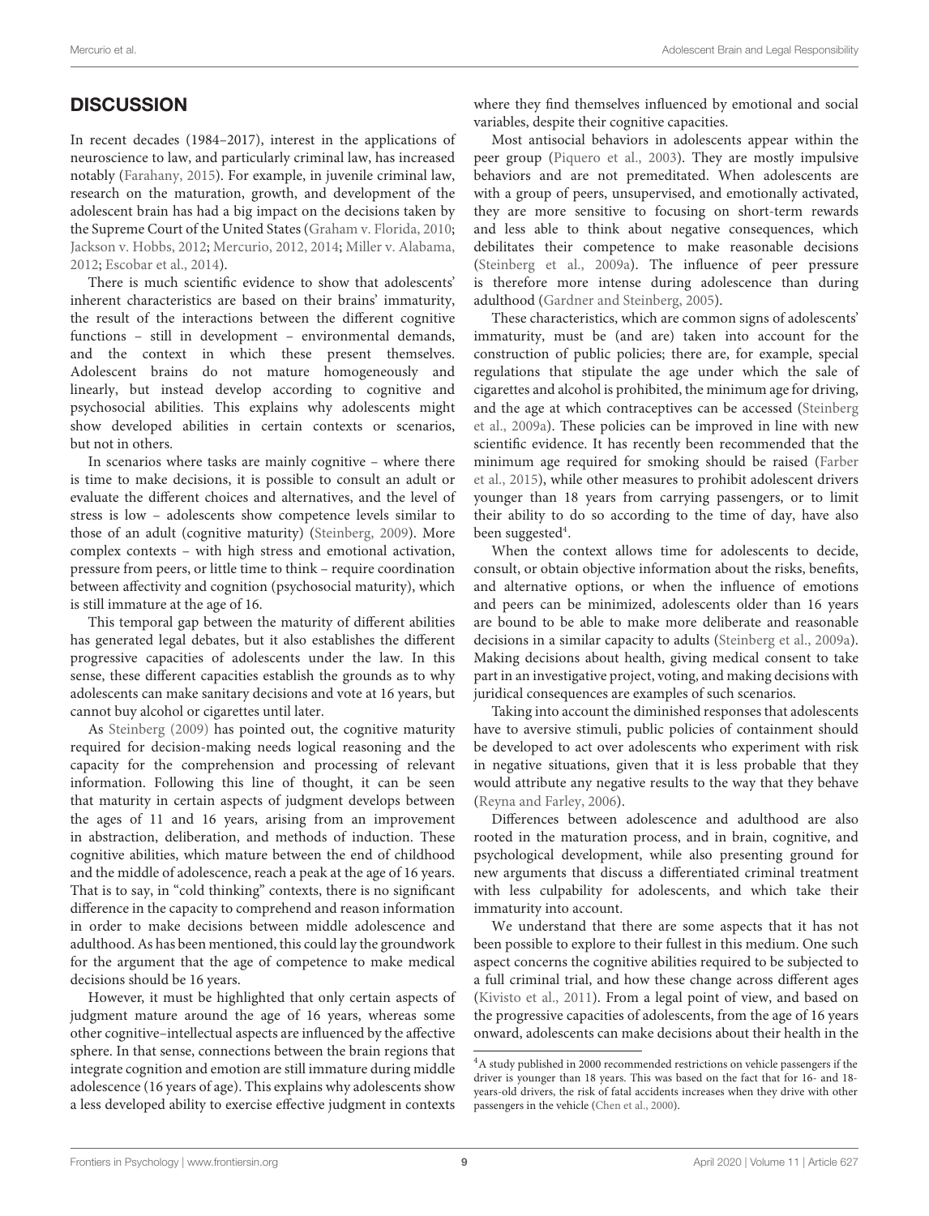## DISCUSSION

In recent decades (1984–2017), interest in the applications of neuroscience to law, and particularly criminal law, has increased notably (Farahany, 2015). For example, in juvenile criminal law, research on the maturation, growth, and development of the adolescent brain has had a big impact on the decisions taken by the Supreme Court of the United States (Graham v. Florida, 2010; Jackson v. Hobbs, 2012; Mercurio, 2012, 2014; Miller v. Alabama, 2012; Escobar et al., 2014).

There is much scientific evidence to show that adolescents' inherent characteristics are based on their brains' immaturity, the result of the interactions between the different cognitive functions – still in development – environmental demands, and the context in which these present themselves. Adolescent brains do not mature homogeneously and linearly, but instead develop according to cognitive and psychosocial abilities. This explains why adolescents might show developed abilities in certain contexts or scenarios, but not in others.

In scenarios where tasks are mainly cognitive – where there is time to make decisions, it is possible to consult an adult or evaluate the different choices and alternatives, and the level of stress is low – adolescents show competence levels similar to those of an adult (cognitive maturity) (Steinberg, 2009). More complex contexts – with high stress and emotional activation, pressure from peers, or little time to think – require coordination between affectivity and cognition (psychosocial maturity), which is still immature at the age of 16.

This temporal gap between the maturity of different abilities has generated legal debates, but it also establishes the different progressive capacities of adolescents under the law. In this sense, these different capacities establish the grounds as to why adolescents can make sanitary decisions and vote at 16 years, but cannot buy alcohol or cigarettes until later.

As Steinberg (2009) has pointed out, the cognitive maturity required for decision-making needs logical reasoning and the capacity for the comprehension and processing of relevant information. Following this line of thought, it can be seen that maturity in certain aspects of judgment develops between the ages of 11 and 16 years, arising from an improvement in abstraction, deliberation, and methods of induction. These cognitive abilities, which mature between the end of childhood and the middle of adolescence, reach a peak at the age of 16 years. That is to say, in "cold thinking" contexts, there is no significant difference in the capacity to comprehend and reason information in order to make decisions between middle adolescence and adulthood. As has been mentioned, this could lay the groundwork for the argument that the age of competence to make medical decisions should be 16 years.

However, it must be highlighted that only certain aspects of judgment mature around the age of 16 years, whereas some other cognitive–intellectual aspects are influenced by the affective sphere. In that sense, connections between the brain regions that integrate cognition and emotion are still immature during middle adolescence (16 years of age). This explains why adolescents show a less developed ability to exercise effective judgment in contexts where they find themselves influenced by emotional and social variables, despite their cognitive capacities.

Most antisocial behaviors in adolescents appear within the peer group (Piquero et al., 2003). They are mostly impulsive behaviors and are not premeditated. When adolescents are with a group of peers, unsupervised, and emotionally activated, they are more sensitive to focusing on short-term rewards and less able to think about negative consequences, which debilitates their competence to make reasonable decisions (Steinberg et al., 2009a). The influence of peer pressure is therefore more intense during adolescence than during adulthood (Gardner and Steinberg, 2005).

These characteristics, which are common signs of adolescents' immaturity, must be (and are) taken into account for the construction of public policies; there are, for example, special regulations that stipulate the age under which the sale of cigarettes and alcohol is prohibited, the minimum age for driving, and the age at which contraceptives can be accessed (Steinberg et al., 2009a). These policies can be improved in line with new scientific evidence. It has recently been recommended that the minimum age required for smoking should be raised (Farber et al., 2015), while other measures to prohibit adolescent drivers younger than 18 years from carrying passengers, or to limit their ability to do so according to the time of day, have also been suggested[4].

When the context allows time for adolescents to decide, consult, or obtain objective information about the risks, benefits, and alternative options, or when the influence of emotions and peers can be minimized, adolescents older than 16 years are bound to be able to make more deliberate and reasonable decisions in a similar capacity to adults (Steinberg et al., 2009a). Making decisions about health, giving medical consent to take part in an investigative project, voting, and making decisions with juridical consequences are examples of such scenarios.

Taking into account the diminished responses that adolescents have to aversive stimuli, public policies of containment should be developed to act over adolescents who experiment with risk in negative situations, given that it is less probable that they would attribute any negative results to the way that they behave (Reyna and Farley, 2006).

Differences between adolescence and adulthood are also rooted in the maturation process, and in brain, cognitive, and psychological development, while also presenting ground for new arguments that discuss a differentiated criminal treatment with less culpability for adolescents, and which take their immaturity into account.

We understand that there are some aspects that it has not been possible to explore to their fullest in this medium. One such aspect concerns the cognitive abilities required to be subjected to a full criminal trial, and how these change across different ages (Kivisto et al., 2011). From a legal point of view, and based on the progressive capacities of adolescents, from the age of 16 years onward, adolescents can make decisions about their health in the

[4]A study published in 2000 recommended restrictions on vehicle passengers if the driver is younger than 18 years. This was based on the fact that for 16- and 18-years-old drivers, the risk of fatal accidents increases when they drive with other passengers in the vehicle (Chen et al., 2000).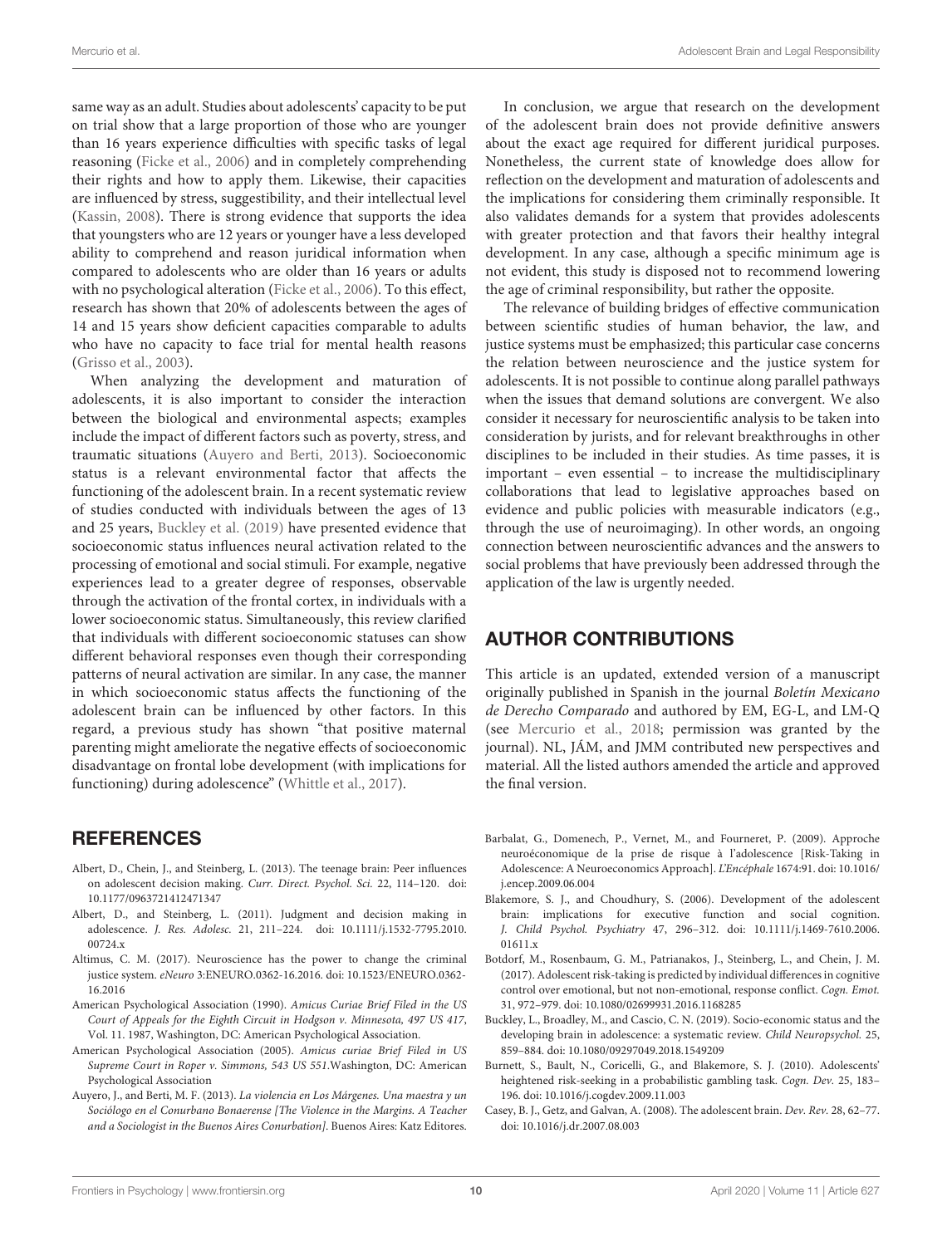same way as an adult. Studies about adolescents' capacity to be put on trial show that a large proportion of those who are younger than 16 years experience difficulties with specific tasks of legal reasoning (Ficke et al., 2006) and in completely comprehending their rights and how to apply them. Likewise, their capacities are influenced by stress, suggestibility, and their intellectual level (Kassin, 2008). There is strong evidence that supports the idea that youngsters who are 12 years or younger have a less developed ability to comprehend and reason juridical information when compared to adolescents who are older than 16 years or adults with no psychological alteration (Ficke et al., 2006). To this effect, research has shown that 20% of adolescents between the ages of 14 and 15 years show deficient capacities comparable to adults who have no capacity to face trial for mental health reasons (Grisso et al., 2003).

When analyzing the development and maturation of adolescents, it is also important to consider the interaction between the biological and environmental aspects; examples include the impact of different factors such as poverty, stress, and traumatic situations (Auyero and Berti, 2013). Socioeconomic status is a relevant environmental factor that affects the functioning of the adolescent brain. In a recent systematic review of studies conducted with individuals between the ages of 13 and 25 years, Buckley et al. (2019) have presented evidence that socioeconomic status influences neural activation related to the processing of emotional and social stimuli. For example, negative experiences lead to a greater degree of responses, observable through the activation of the frontal cortex, in individuals with a lower socioeconomic status. Simultaneously, this review clarified that individuals with different socioeconomic statuses can show different behavioral responses even though their corresponding patterns of neural activation are similar. In any case, the manner in which socioeconomic status affects the functioning of the adolescent brain can be influenced by other factors. In this regard, a previous study has shown "that positive maternal parenting might ameliorate the negative effects of socioeconomic disadvantage on frontal lobe development (with implications for functioning) during adolescence" (Whittle et al., 2017).

In conclusion, we argue that research on the development of the adolescent brain does not provide definitive answers about the exact age required for different juridical purposes. Nonetheless, the current state of knowledge does allow for reflection on the development and maturation of adolescents and the implications for considering them criminally responsible. It also validates demands for a system that provides adolescents with greater protection and that favors their healthy integral development. In any case, although a specific minimum age is not evident, this study is disposed not to recommend lowering the age of criminal responsibility, but rather the opposite.

The relevance of building bridges of effective communication between scientific studies of human behavior, the law, and justice systems must be emphasized; this particular case concerns the relation between neuroscience and the justice system for adolescents. It is not possible to continue along parallel pathways when the issues that demand solutions are convergent. We also consider it necessary for neuroscientific analysis to be taken into consideration by jurists, and for relevant breakthroughs in other disciplines to be included in their studies. As time passes, it is important – even essential – to increase the multidisciplinary collaborations that lead to legislative approaches based on evidence and public policies with measurable indicators (e.g., through the use of neuroimaging). In other words, an ongoing connection between neuroscientific advances and the answers to social problems that have previously been addressed through the application of the law is urgently needed.

## AUTHOR CONTRIBUTIONS

This article is an updated, extended version of a manuscript originally published in Spanish in the journal *Boletín Mexicano de Derecho Comparado* and authored by EM, EG-L, and LM-Q (see Mercurio et al., 2018; permission was granted by the journal). NL, JÁM, and JMM contributed new perspectives and material. All the listed authors amended the article and approved the final version.

## REFERENCES

Albert, D., Chein, J., and Steinberg, L. (2013). The teenage brain: Peer influences on adolescent decision making. *Curr. Direct. Psychol. Sci.* 22, 114–120. doi: 10.1177/0963721412471347

Albert, D., and Steinberg, L. (2011). Judgment and decision making in adolescence. *J. Res. Adolesc.* 21, 211–224. doi: 10.1111/j.1532-7795.2010.00724.x

Altimus, C. M. (2017). Neuroscience has the power to change the criminal justice system. *eNeuro* 3:ENEURO.0362-16.2016. doi: 10.1523/ENEURO.0362-16.2016

American Psychological Association (1990). *Amicus Curiae Brief Filed in the US Court of Appeals for the Eighth Circuit in Hodgson v. Minnesota, 497 US 417*, Vol. 11. 1987, Washington, DC: American Psychological Association.

American Psychological Association (2005). *Amicus curiae Brief Filed in US Supreme Court in Roper v. Simmons, 543 US 551*.Washington, DC: American Psychological Association

Auyero, J., and Berti, M. F. (2013). *La violencia en Los Márgenes. Una maestra y un Sociólogo en el Conurbano Bonaerense [The Violence in the Margins. A Teacher and a Sociologist in the Buenos Aires Conurbation]*. Buenos Aires: Katz Editores.

Barbalat, G., Domenech, P., Vernet, M., and Fourneret, P. (2009). Approche neuroéconomique de la prise de risque à l'adolescence [Risk-Taking in Adolescence: A Neuroeconomics Approach]. *L'Encéphale* 1674:91. doi: 10.1016/j.encep.2009.06.004

Blakemore, S. J., and Choudhury, S. (2006). Development of the adolescent brain: implications for executive function and social cognition. *J. Child Psychol. Psychiatry* 47, 296–312. doi: 10.1111/j.1469-7610.2006.01611.x

Botdorf, M., Rosenbaum, G. M., Patrianakos, J., Steinberg, L., and Chein, J. M. (2017). Adolescent risk-taking is predicted by individual differences in cognitive control over emotional, but not non-emotional, response conflict. *Cogn. Emot.* 31, 972–979. doi: 10.1080/02699931.2016.1168285

Buckley, L., Broadley, M., and Cascio, C. N. (2019). Socio-economic status and the developing brain in adolescence: a systematic review. *Child Neuropsychol.* 25, 859–884. doi: 10.1080/09297049.2018.1549209

Burnett, S., Bault, N., Coricelli, G., and Blakemore, S. J. (2010). Adolescents' heightened risk-seeking in a probabilistic gambling task. *Cogn. Dev.* 25, 183–196. doi: 10.1016/j.cogdev.2009.11.003

Casey, B. J., Getz, and Galvan, A. (2008). The adolescent brain. *Dev. Rev.* 28, 62–77. doi: 10.1016/j.dr.2007.08.003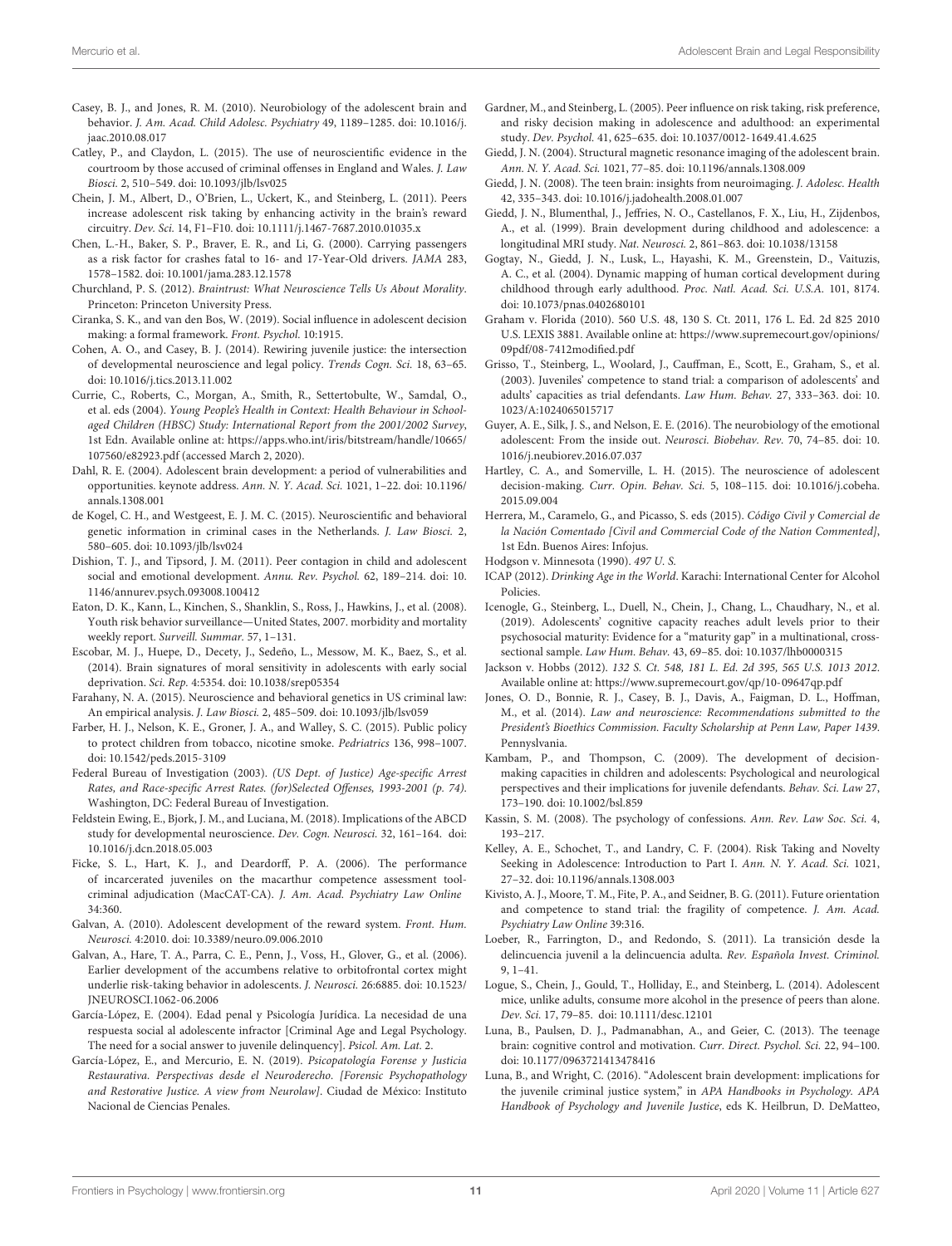Casey, B. J., and Jones, R. M. (2010). Neurobiology of the adolescent brain and behavior. *J. Am. Acad. Child Adolesc. Psychiatry* 49, 1189–1285. doi: 10.1016/j.jaac.2010.08.017

Catley, P., and Claydon, L. (2015). The use of neuroscientific evidence in the courtroom by those accused of criminal offenses in England and Wales. *J. Law Biosci.* 2, 510–549. doi: 10.1093/jlb/lsv025

Chein, J. M., Albert, D., O'Brien, L., Uckert, K., and Steinberg, L. (2011). Peers increase adolescent risk taking by enhancing activity in the brain's reward circuitry. *Dev. Sci.* 14, F1–F10. doi: 10.1111/j.1467-7687.2010.01035.x

Chen, L.-H., Baker, S. P., Braver, E. R., and Li, G. (2000). Carrying passengers as a risk factor for crashes fatal to 16- and 17-Year-Old drivers. *JAMA* 283, 1578–1582. doi: 10.1001/jama.283.12.1578

Churchland, P. S. (2012). *Braintrust: What Neuroscience Tells Us About Morality*. Princeton: Princeton University Press.

Ciranka, S. K., and van den Bos, W. (2019). Social influence in adolescent decision making: a formal framework. *Front. Psychol.* 10:1915.

Cohen, A. O., and Casey, B. J. (2014). Rewiring juvenile justice: the intersection of developmental neuroscience and legal policy. *Trends Cogn. Sci.* 18, 63–65. doi: 10.1016/j.tics.2013.11.002

Currie, C., Roberts, C., Morgan, A., Smith, R., Settertobulte, W., Samdal, O., et al. eds (2004). *Young People's Health in Context: Health Behaviour in School-aged Children (HBSC) Study: International Report from the 2001/2002 Survey*, 1st Edn. Available online at: https://apps.who.int/iris/bitstream/handle/10665/107560/e82923.pdf (accessed March 2, 2020).

Dahl, R. E. (2004). Adolescent brain development: a period of vulnerabilities and opportunities. keynote address. *Ann. N. Y. Acad. Sci.* 1021, 1–22. doi: 10.1196/annals.1308.001

de Kogel, C. H., and Westgeest, E. J. M. C. (2015). Neuroscientific and behavioral genetic information in criminal cases in the Netherlands. *J. Law Biosci.* 2, 580–605. doi: 10.1093/jlb/lsv024

Dishion, T. J., and Tipsord, J. M. (2011). Peer contagion in child and adolescent social and emotional development. *Annu. Rev. Psychol.* 62, 189–214. doi: 10.1146/annurev.psych.093008.100412

Eaton, D. K., Kann, L., Kinchen, S., Shanklin, S., Ross, J., Hawkins, J., et al. (2008). Youth risk behavior surveillance—United States, 2007. morbidity and mortality weekly report. *Surveill. Summar.* 57, 1–131.

Escobar, M. J., Huepe, D., Decety, J., Sedeño, L., Messow, M. K., Baez, S., et al. (2014). Brain signatures of moral sensitivity in adolescents with early social deprivation. *Sci. Rep.* 4:5354. doi: 10.1038/srep05354

Farahany, N. A. (2015). Neuroscience and behavioral genetics in US criminal law: An empirical analysis. *J. Law Biosci.* 2, 485–509. doi: 10.1093/jlb/lsv059

Farber, H. J., Nelson, K. E., Groner, J. A., and Walley, S. C. (2015). Public policy to protect children from tobacco, nicotine smoke. *Pedriatrics* 136, 998–1007. doi: 10.1542/peds.2015-3109

Federal Bureau of Investigation (2003). *(US Dept. of Justice) Age-specific Arrest Rates, and Race-specific Arrest Rates. (for)Selected Offenses, 1993-2001 (p. 74)*. Washington, DC: Federal Bureau of Investigation.

Feldstein Ewing, E., Bjork, J. M., and Luciana, M. (2018). Implications of the ABCD study for developmental neuroscience. *Dev. Cogn. Neurosci.* 32, 161–164. doi: 10.1016/j.dcn.2018.05.003

Ficke, S. L., Hart, K. J., and Deardorff, P. A. (2006). The performance of incarcerated juveniles on the macarthur competence assessment tool-criminal adjudication (MacCAT-CA). *J. Am. Acad. Psychiatry Law Online* 34:360.

Galvan, A. (2010). Adolescent development of the reward system. *Front. Hum. Neurosci.* 4:2010. doi: 10.3389/neuro.09.006.2010

Galvan, A., Hare, T. A., Parra, C. E., Penn, J., Voss, H., Glover, G., et al. (2006). Earlier development of the accumbens relative to orbitofrontal cortex might underlie risk-taking behavior in adolescents. *J. Neurosci.* 26:6885. doi: 10.1523/JNEUROSCI.1062-06.2006

García-López, E. (2004). Edad penal y Psicología Jurídica. La necesidad de una respuesta social al adolescente infractor [Criminal Age and Legal Psychology. The need for a social answer to juvenile delinquency]. *Psicol. Am. Lat.* 2.

García-López, E., and Mercurio, E. N. (2019). *Psicopatología Forense y Justicia Restaurativa. Perspectivas desde el Neuroderecho. [Forensic Psychopathology and Restorative Justice. A view from Neurolaw]*. Ciudad de México: Instituto Nacional de Ciencias Penales.

Gardner, M., and Steinberg, L. (2005). Peer influence on risk taking, risk preference, and risky decision making in adolescence and adulthood: an experimental study. *Dev. Psychol.* 41, 625–635. doi: 10.1037/0012-1649.41.4.625

Giedd, J. N. (2004). Structural magnetic resonance imaging of the adolescent brain. *Ann. N. Y. Acad. Sci.* 1021, 77–85. doi: 10.1196/annals.1308.009

Giedd, J. N. (2008). The teen brain: insights from neuroimaging. *J. Adolesc. Health* 42, 335–343. doi: 10.1016/j.jadohealth.2008.01.007

Giedd, J. N., Blumenthal, J., Jeffries, N. O., Castellanos, F. X., Liu, H., Zijdenbos, A., et al. (1999). Brain development during childhood and adolescence: a longitudinal MRI study. *Nat. Neurosci.* 2, 861–863. doi: 10.1038/13158

Gogtay, N., Giedd, J. N., Lusk, L., Hayashi, K. M., Greenstein, D., Vaituzis, A. C., et al. (2004). Dynamic mapping of human cortical development during childhood through early adulthood. *Proc. Natl. Acad. Sci. U.S.A.* 101, 8174. doi: 10.1073/pnas.0402680101

Graham v. Florida (2010). 560 U.S. 48, 130 S. Ct. 2011, 176 L. Ed. 2d 825 2010 U.S. LEXIS 3881. Available online at: https://www.supremecourt.gov/opinions/09pdf/08-7412modified.pdf

Grisso, T., Steinberg, L., Woolard, J., Cauffman, E., Scott, E., Graham, S., et al. (2003). Juveniles' competence to stand trial: a comparison of adolescents' and adults' capacities as trial defendants. *Law Hum. Behav.* 27, 333–363. doi: 10.1023/A:1024065015717

Guyer, A. E., Silk, J. S., and Nelson, E. E. (2016). The neurobiology of the emotional adolescent: From the inside out. *Neurosci. Biobehav. Rev.* 70, 74–85. doi: 10.1016/j.neubiorev.2016.07.037

Hartley, C. A., and Somerville, L. H. (2015). The neuroscience of adolescent decision-making. *Curr. Opin. Behav. Sci.* 5, 108–115. doi: 10.1016/j.cobeha.2015.09.004

Herrera, M., Caramelo, G., and Picasso, S. eds (2015). *Código Civil y Comercial de la Nación Comentado [Civil and Commercial Code of the Nation Commented]*, 1st Edn. Buenos Aires: Infojus.

Hodgson v. Minnesota (1990). *497 U. S.*

ICAP (2012). *Drinking Age in the World*. Karachi: International Center for Alcohol Policies.

Icenogle, G., Steinberg, L., Duell, N., Chein, J., Chang, L., Chaudhary, N., et al. (2019). Adolescents' cognitive capacity reaches adult levels prior to their psychosocial maturity: Evidence for a "maturity gap" in a multinational, cross-sectional sample. *Law Hum. Behav.* 43, 69–85. doi: 10.1037/lhb0000315

Jackson v. Hobbs (2012). *132 S. Ct. 548, 181 L. Ed. 2d 395, 565 U.S. 1013 2012*. Available online at: https://www.supremecourt.gov/qp/10-09647qp.pdf

Jones, O. D., Bonnie, R. J., Casey, B. J., Davis, A., Faigman, D. L., Hoffman, M., et al. (2014). *Law and neuroscience: Recommendations submitted to the President's Bioethics Commission. Faculty Scholarship at Penn Law, Paper 1439*. Pennsylvania.

Kambam, P., and Thompson, C. (2009). The development of decision-making capacities in children and adolescents: Psychological and neurological perspectives and their implications for juvenile defendants. *Behav. Sci. Law* 27, 173–190. doi: 10.1002/bsl.859

Kassin, S. M. (2008). The psychology of confessions. *Ann. Rev. Law Soc. Sci.* 4, 193–217.

Kelley, A. E., Schochet, T., and Landry, C. F. (2004). Risk Taking and Novelty Seeking in Adolescence: Introduction to Part I. *Ann. N. Y. Acad. Sci.* 1021, 27–32. doi: 10.1196/annals.1308.003

Kivisto, A. J., Moore, T. M., Fite, P. A., and Seidner, B. G. (2011). Future orientation and competence to stand trial: the fragility of competence. *J. Am. Acad. Psychiatry Law Online* 39:316.

Loeber, R., Farrington, D., and Redondo, S. (2011). La transición desde la delincuencia juvenil a la delincuencia adulta. *Rev. Española Invest. Criminol.* 9, 1–41.

Logue, S., Chein, J., Gould, T., Holliday, E., and Steinberg, L. (2014). Adolescent mice, unlike adults, consume more alcohol in the presence of peers than alone. *Dev. Sci.* 17, 79–85. doi: 10.1111/desc.12101

Luna, B., Paulsen, D. J., Padmanabhan, A., and Geier, C. (2013). The teenage brain: cognitive control and motivation. *Curr. Direct. Psychol. Sci.* 22, 94–100. doi: 10.1177/0963721413478416

Luna, B., and Wright, C. (2016). "Adolescent brain development: implications for the juvenile criminal justice system," in *APA Handbooks in Psychology. APA Handbook of Psychology and Juvenile Justice*, eds K. Heilbrun, D. DeMatteo,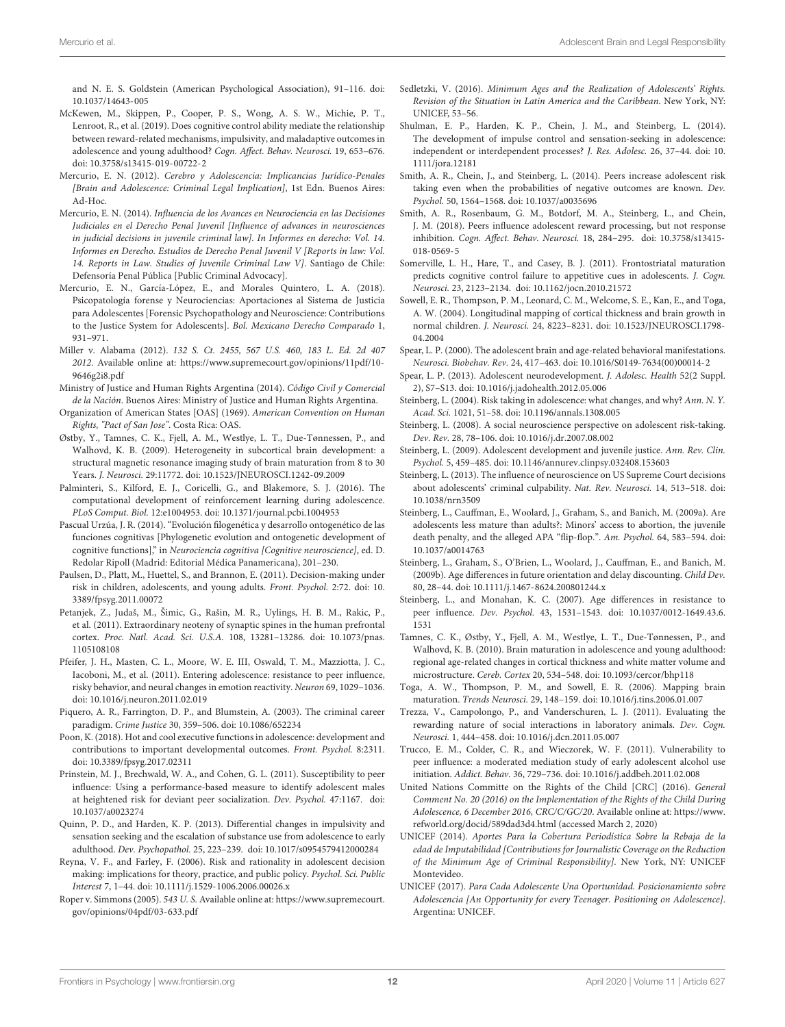and N. E. S. Goldstein (American Psychological Association), 91–116. doi: 10.1037/14643-005

McKewen, M., Skippen, P., Cooper, P. S., Wong, A. S. W., Michie, P. T., Lenroot, R., et al. (2019). Does cognitive control ability mediate the relationship between reward-related mechanisms, impulsivity, and maladaptive outcomes in adolescence and young adulthood? *Cogn. Affect. Behav. Neurosci.* 19, 653–676. doi: 10.3758/s13415-019-00722-2

Mercurio, E. N. (2012). *Cerebro y Adolescencia: Implicancias Jurídico-Penales [Brain and Adolescence: Criminal Legal Implication]*, 1st Edn. Buenos Aires: Ad-Hoc.

Mercurio, E. N. (2014). *Influencia de los Avances en Neurociencia en las Decisiones Judiciales en el Derecho Penal Juvenil [Influence of advances in neurosciences in judicial decisions in juvenile criminal law]. In Informes en derecho: Vol. 14. Informes en Derecho. Estudios de Derecho Penal Juvenil V [Reports in law: Vol. 14. Reports in Law. Studies of Juvenile Criminal Law V]*. Santiago de Chile: Defensoría Penal Pública [Public Criminal Advocacy].

Mercurio, E. N., García-López, E., and Morales Quintero, L. A. (2018). Psicopatología forense y Neurociencias: Aportaciones al Sistema de Justicia para Adolescentes [Forensic Psychopathology and Neuroscience: Contributions to the Justice System for Adolescents]. *Bol. Mexicano Derecho Comparado* 1, 931–971.

Miller v. Alabama (2012). *132 S. Ct. 2455, 567 U.S. 460, 183 L. Ed. 2d 407 2012*. Available online at: https://www.supremecourt.gov/opinions/11pdf/10-9646g2i8.pdf

Ministry of Justice and Human Rights Argentina (2014). *Código Civil y Comercial de la Nación*. Buenos Aires: Ministry of Justice and Human Rights Argentina.

Organization of American States [OAS] (1969). *American Convention on Human Rights, "Pact of San Jose"*. Costa Rica: OAS.

Østby, Y., Tamnes, C. K., Fjell, A. M., Westlye, L. T., Due-Tønnessen, P., and Walhovd, K. B. (2009). Heterogeneity in subcortical brain development: a structural magnetic resonance imaging study of brain maturation from 8 to 30 Years. *J. Neurosci.* 29:11772. doi: 10.1523/JNEUROSCI.1242-09.2009

Palminteri, S., Kilford, E. J., Coricelli, G., and Blakemore, S. J. (2016). The computational development of reinforcement learning during adolescence. *PLoS Comput. Biol.* 12:e1004953. doi: 10.1371/journal.pcbi.1004953

Pascual Urzúa, J. R. (2014). "Evolución filogenética y desarrollo ontogenético de las funciones cognitivas [Phylogenetic evolution and ontogenetic development of cognitive functions]," in *Neurociencia cognitiva [Cognitive neuroscience]*, ed. D. Redolar Ripoll (Madrid: Editorial Médica Panamericana), 201–230.

Paulsen, D., Platt, M., Huettel, S., and Brannon, E. (2011). Decision-making under risk in children, adolescents, and young adults. *Front. Psychol.* 2:72. doi: 10.3389/fpsyg.2011.00072

Petanjek, Z., Judaš, M., Šimic, G., Rašin, M. R., Uylings, H. B. M., Rakic, P., et al. (2011). Extraordinary neoteny of synaptic spines in the human prefrontal cortex. *Proc. Natl. Acad. Sci. U.S.A.* 108, 13281–13286. doi: 10.1073/pnas.1105108108

Pfeifer, J. H., Masten, C. L., Moore, W. E. III, Oswald, T. M., Mazziotta, J. C., Iacoboni, M., et al. (2011). Entering adolescence: resistance to peer influence, risky behavior, and neural changes in emotion reactivity. *Neuron* 69, 1029–1036. doi: 10.1016/j.neuron.2011.02.019

Piquero, A. R., Farrington, D. P., and Blumstein, A. (2003). The criminal career paradigm. *Crime Justice* 30, 359–506. doi: 10.1086/652234

Poon, K. (2018). Hot and cool executive functions in adolescence: development and contributions to important developmental outcomes. *Front. Psychol.* 8:2311. doi: 10.3389/fpsyg.2017.02311

Prinstein, M. J., Brechwald, W. A., and Cohen, G. L. (2011). Susceptibility to peer influence: Using a performance-based measure to identify adolescent males at heightened risk for deviant peer socialization. *Dev. Psychol.* 47:1167. doi: 10.1037/a0023274

Quinn, P. D., and Harden, K. P. (2013). Differential changes in impulsivity and sensation seeking and the escalation of substance use from adolescence to early adulthood. *Dev. Psychopathol.* 25, 223–239. doi: 10.1017/s0954579412000284

Reyna, V. F., and Farley, F. (2006). Risk and rationality in adolescent decision making: implications for theory, practice, and public policy. *Psychol. Sci. Public Interest* 7, 1–44. doi: 10.1111/j.1529-1006.2006.00026.x

Roper v. Simmons (2005). *543 U. S.* Available online at: https://www.supremecourt.gov/opinions/04pdf/03-633.pdf

Sedletzki, V. (2016). *Minimum Ages and the Realization of Adolescents' Rights. Revision of the Situation in Latin America and the Caribbean*. New York, NY: UNICEF, 53–56.

Shulman, E. P., Harden, K. P., Chein, J. M., and Steinberg, L. (2014). The development of impulse control and sensation-seeking in adolescence: independent or interdependent processes? *J. Res. Adolesc.* 26, 37–44. doi: 10.1111/jora.12181

Smith, A. R., Chein, J., and Steinberg, L. (2014). Peers increase adolescent risk taking even when the probabilities of negative outcomes are known. *Dev. Psychol.* 50, 1564–1568. doi: 10.1037/a0035696

Smith, A. R., Rosenbaum, G. M., Botdorf, M. A., Steinberg, L., and Chein, J. M. (2018). Peers influence adolescent reward processing, but not response inhibition. *Cogn. Affect. Behav. Neurosci.* 18, 284–295. doi: 10.3758/s13415-018-0569-5

Somerville, L. H., Hare, T., and Casey, B. J. (2011). Frontostriatal maturation predicts cognitive control failure to appetitive cues in adolescents. *J. Cogn. Neurosci.* 23, 2123–2134. doi: 10.1162/jocn.2010.21572

Sowell, E. R., Thompson, P. M., Leonard, C. M., Welcome, S. E., Kan, E., and Toga, A. W. (2004). Longitudinal mapping of cortical thickness and brain growth in normal children. *J. Neurosci.* 24, 8223–8231. doi: 10.1523/JNEUROSCI.1798-04.2004

Spear, L. P. (2000). The adolescent brain and age-related behavioral manifestations. *Neurosci. Biobehav. Rev.* 24, 417–463. doi: 10.1016/S0149-7634(00)00014-2

Spear, L. P. (2013). Adolescent neurodevelopment. *J. Adolesc. Health* 52(2 Suppl. 2), S7–S13. doi: 10.1016/j.jadohealth.2012.05.006

Steinberg, L. (2004). Risk taking in adolescence: what changes, and why? *Ann. N. Y. Acad. Sci.* 1021, 51–58. doi: 10.1196/annals.1308.005

Steinberg, L. (2008). A social neuroscience perspective on adolescent risk-taking. *Dev. Rev.* 28, 78–106. doi: 10.1016/j.dr.2007.08.002

Steinberg, L. (2009). Adolescent development and juvenile justice. *Ann. Rev. Clin. Psychol.* 5, 459–485. doi: 10.1146/annurev.clinpsy.032408.153603

Steinberg, L. (2013). The influence of neuroscience on US Supreme Court decisions about adolescents' criminal culpability. *Nat. Rev. Neurosci.* 14, 513–518. doi: 10.1038/nrn3509

Steinberg, L., Cauffman, E., Woolard, J., Graham, S., and Banich, M. (2009a). Are adolescents less mature than adults?: Minors' access to abortion, the juvenile death penalty, and the alleged APA "flip-flop.". *Am. Psychol.* 64, 583–594. doi: 10.1037/a0014763

Steinberg, L., Graham, S., O'Brien, L., Woolard, J., Cauffman, E., and Banich, M. (2009b). Age differences in future orientation and delay discounting. *Child Dev.* 80, 28–44. doi: 10.1111/j.1467-8624.200801244.x

Steinberg, L., and Monahan, K. C. (2007). Age differences in resistance to peer influence. *Dev. Psychol.* 43, 1531–1543. doi: 10.1037/0012-1649.43.6.1531

Tamnes, C. K., Østby, Y., Fjell, A. M., Westlye, L. T., Due-Tønnessen, P., and Walhovd, K. B. (2010). Brain maturation in adolescence and young adulthood: regional age-related changes in cortical thickness and white matter volume and microstructure. *Cereb. Cortex* 20, 534–548. doi: 10.1093/cercor/bhp118

Toga, A. W., Thompson, P. M., and Sowell, E. R. (2006). Mapping brain maturation. *Trends Neurosci.* 29, 148–159. doi: 10.1016/j.tins.2006.01.007

Trezza, V., Campolongo, P., and Vanderschuren, L. J. (2011). Evaluating the rewarding nature of social interactions in laboratory animals. *Dev. Cogn. Neurosci.* 1, 444–458. doi: 10.1016/j.dcn.2011.05.007

Trucco, E. M., Colder, C. R., and Wieczorek, W. F. (2011). Vulnerability to peer influence: a moderated mediation study of early adolescent alcohol use initiation. *Addict. Behav.* 36, 729–736. doi: 10.1016/j.addbeh.2011.02.008

United Nations Committe on the Rights of the Child [CRC] (2016). *General Comment No. 20 (2016) on the Implementation of the Rights of the Child During Adolescence, 6 December 2016, CRC/C/GC/20*. Available online at: https://www.refworld.org/docid/589dad3d4.html (accessed March 2, 2020)

UNICEF (2014). *Aportes Para la Cobertura Periodística Sobre la Rebaja de la edad de Imputabilidad [Contributions for Journalistic Coverage on the Reduction of the Minimum Age of Criminal Responsibility]*. New York, NY: UNICEF Montevideo.

UNICEF (2017). *Para Cada Adolescente Una Oportunidad. Posicionamiento sobre Adolescencia [An Opportunity for every Teenager. Positioning on Adolescence]*. Argentina: UNICEF.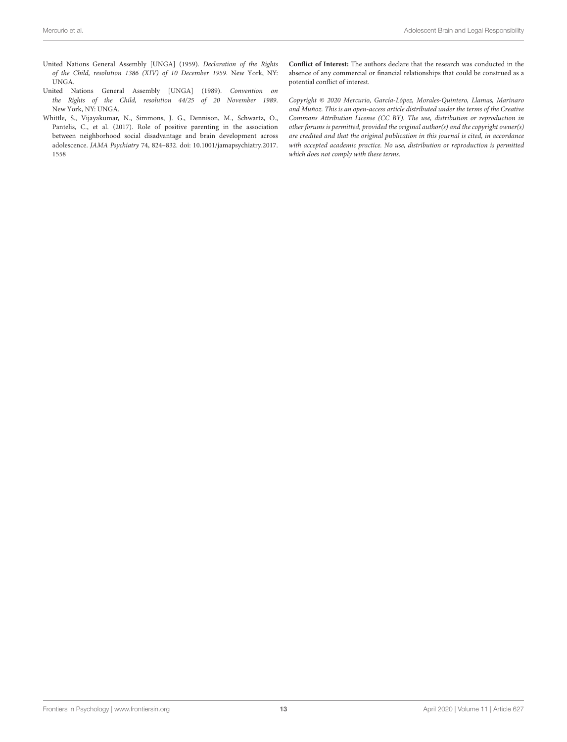United Nations General Assembly [UNGA] (1959). *Declaration of the Rights of the Child, resolution 1386 (XIV) of 10 December 1959*. New York, NY: UNGA.

United Nations General Assembly [UNGA] (1989). *Convention on the Rights of the Child, resolution 44/25 of 20 November 1989*. New York, NY: UNGA.

Whittle, S., Vijayakumar, N., Simmons, J. G., Dennison, M., Schwartz, O., Pantelis, C., et al. (2017). Role of positive parenting in the association between neighborhood social disadvantage and brain development across adolescence. *JAMA Psychiatry* 74, 824–832. doi: 10.1001/jamapsychiatry.2017.1558

**Conflict of Interest:** The authors declare that the research was conducted in the absence of any commercial or financial relationships that could be construed as a potential conflict of interest.

*Copyright © 2020 Mercurio, García-López, Morales-Quintero, Llamas, Marinaro and Muñoz. This is an open-access article distributed under the terms of the Creative Commons Attribution License (CC BY). The use, distribution or reproduction in other forums is permitted, provided the original author(s) and the copyright owner(s) are credited and that the original publication in this journal is cited, in accordance with accepted academic practice. No use, distribution or reproduction is permitted which does not comply with these terms.*